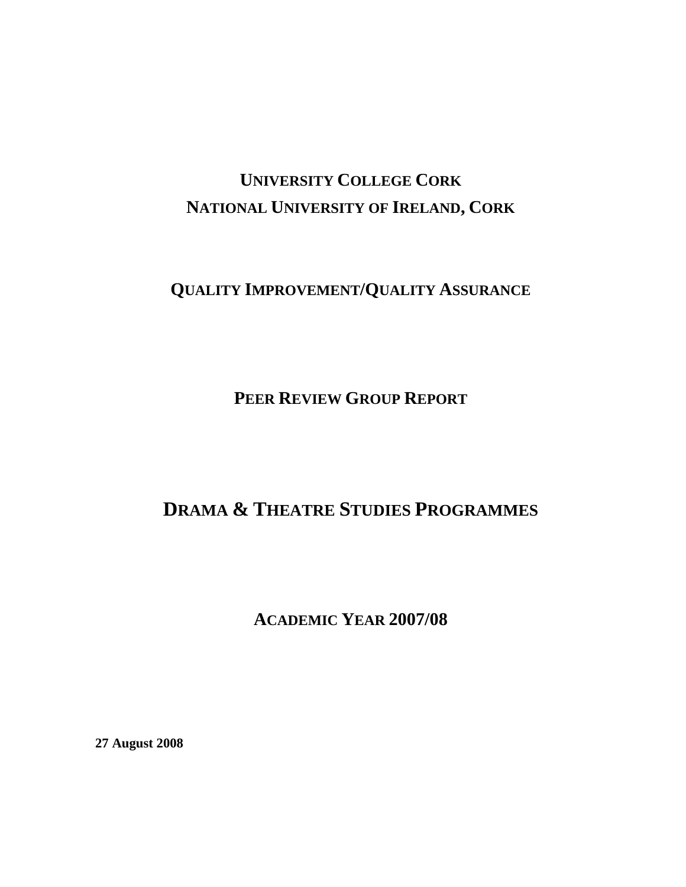# UNIVERSITY COLLEGE CORK
# NATIONAL UNIVERSITY OF IRELAND, CORK

## QUALITY IMPROVEMENT/QUALITY ASSURANCE

## PEER REVIEW GROUP REPORT

# DRAMA & THEATRE STUDIES PROGRAMMES

## ACADEMIC YEAR 2007/08

**27 August 2008**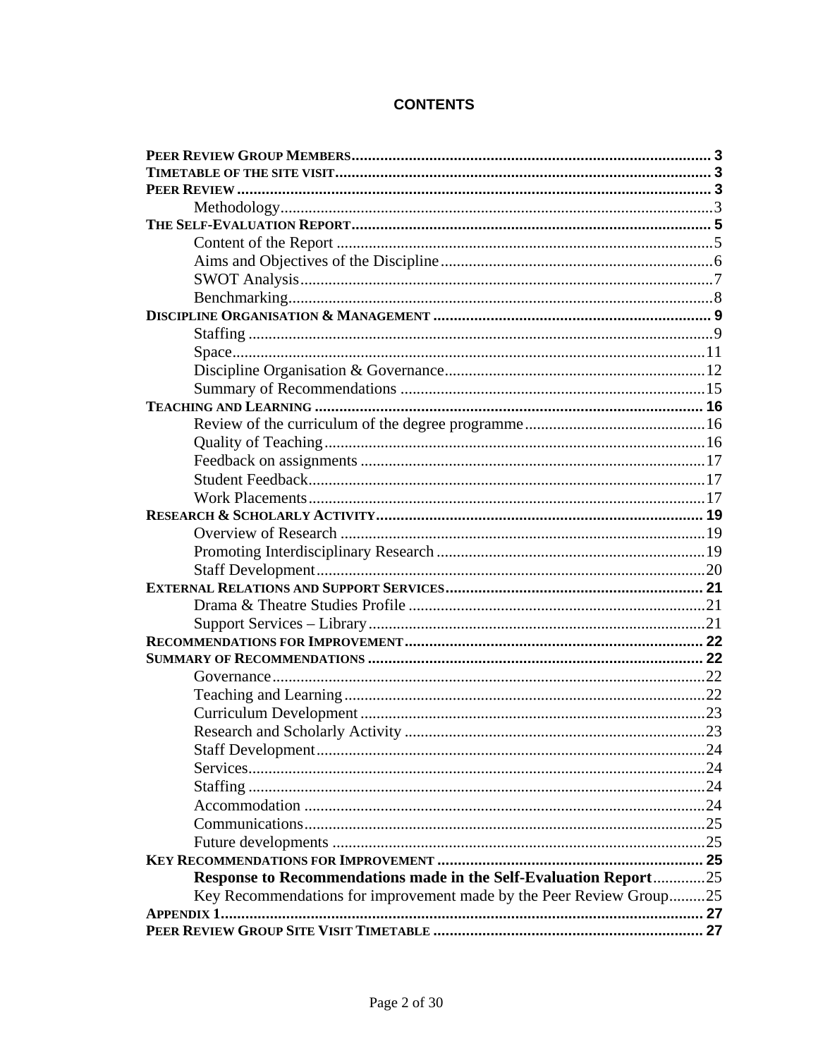# CONTENTS

| | |
|---|---|
| **PEER REVIEW GROUP MEMBERS** | **3** |
| **TIMETABLE OF THE SITE VISIT** | **3** |
| **PEER REVIEW** | **3** |
| Methodology | 3 |
| **THE SELF-EVALUATION REPORT** | **5** |
| Content of the Report | 5 |
| Aims and Objectives of the Discipline | 6 |
| SWOT Analysis | 7 |
| Benchmarking | 8 |
| **DISCIPLINE ORGANISATION & MANAGEMENT** | **9** |
| Staffing | 9 |
| Space | 11 |
| Discipline Organisation & Governance | 12 |
| Summary of Recommendations | 15 |
| **TEACHING AND LEARNING** | **16** |
| Review of the curriculum of the degree programme | 16 |
| Quality of Teaching | 16 |
| Feedback on assignments | 17 |
| Student Feedback | 17 |
| Work Placements | 17 |
| **RESEARCH & SCHOLARLY ACTIVITY** | **19** |
| Overview of Research | 19 |
| Promoting Interdisciplinary Research | 19 |
| Staff Development | 20 |
| **EXTERNAL RELATIONS AND SUPPORT SERVICES** | **21** |
| Drama & Theatre Studies Profile | 21 |
| Support Services – Library | 21 |
| **RECOMMENDATIONS FOR IMPROVEMENT** | **22** |
| **SUMMARY OF RECOMMENDATIONS** | **22** |
| Governance | 22 |
| Teaching and Learning | 22 |
| Curriculum Development | 23 |
| Research and Scholarly Activity | 23 |
| Staff Development | 24 |
| Services | 24 |
| Staffing | 24 |
| Accommodation | 24 |
| Communications | 25 |
| Future developments | 25 |
| **KEY RECOMMENDATIONS FOR IMPROVEMENT** | **25** |
| **Response to Recommendations made in the Self-Evaluation Report** | 25 |
| Key Recommendations for improvement made by the Peer Review Group | 25 |
| **APPENDIX 1** | **27** |
| **PEER REVIEW GROUP SITE VISIT TIMETABLE** | **27** |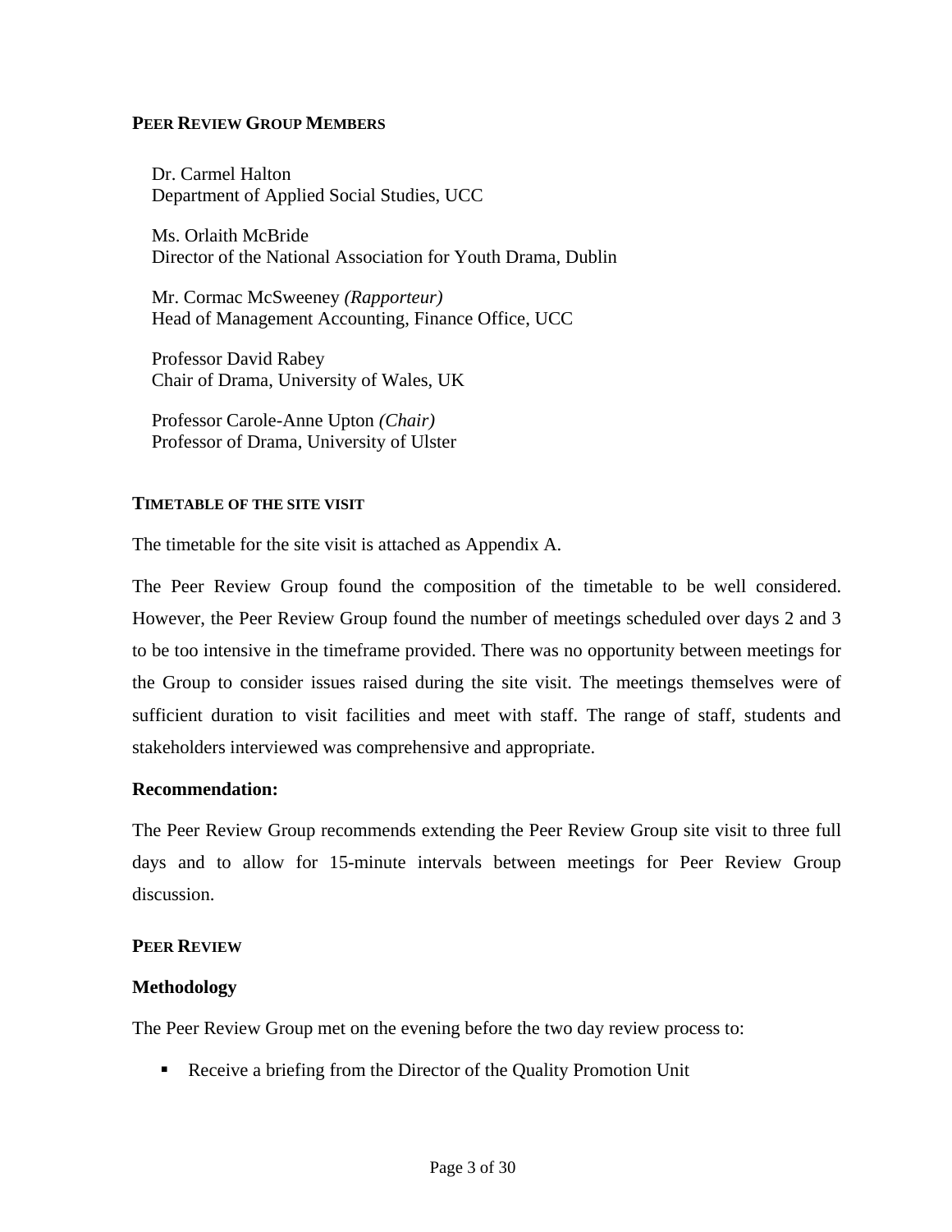## PEER REVIEW GROUP MEMBERS

Dr. Carmel Halton
Department of Applied Social Studies, UCC

Ms. Orlaith McBride
Director of the National Association for Youth Drama, Dublin

Mr. Cormac McSweeney *(Rapporteur)*
Head of Management Accounting, Finance Office, UCC

Professor David Rabey
Chair of Drama, University of Wales, UK

Professor Carole-Anne Upton *(Chair)*
Professor of Drama, University of Ulster

## TIMETABLE OF THE SITE VISIT

The timetable for the site visit is attached as Appendix A.

The Peer Review Group found the composition of the timetable to be well considered. However, the Peer Review Group found the number of meetings scheduled over days 2 and 3 to be too intensive in the timeframe provided. There was no opportunity between meetings for the Group to consider issues raised during the site visit. The meetings themselves were of sufficient duration to visit facilities and meet with staff. The range of staff, students and stakeholders interviewed was comprehensive and appropriate.

**Recommendation:**

The Peer Review Group recommends extending the Peer Review Group site visit to three full days and to allow for 15-minute intervals between meetings for Peer Review Group discussion.

## PEER REVIEW

### Methodology

The Peer Review Group met on the evening before the two day review process to:

- Receive a briefing from the Director of the Quality Promotion Unit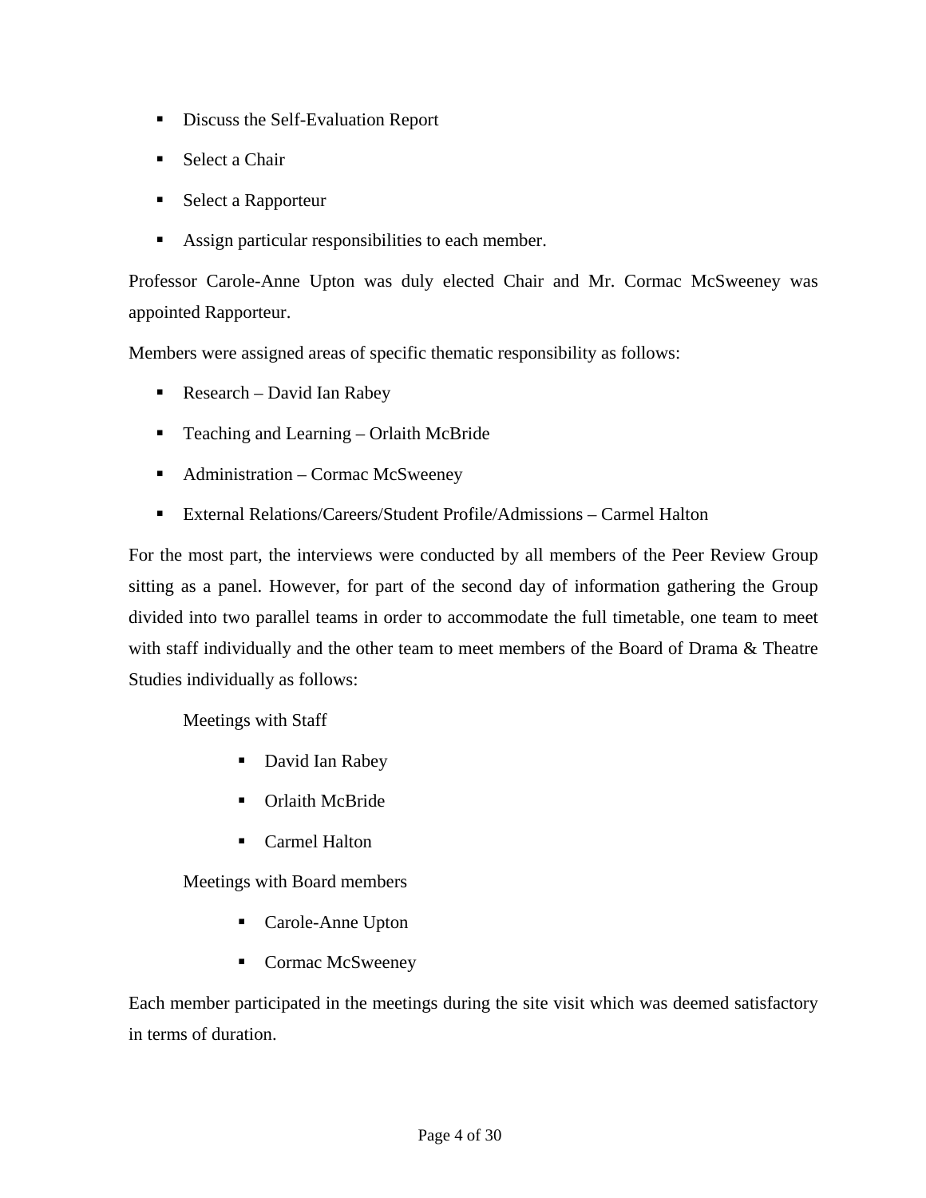- Discuss the Self-Evaluation Report
- Select a Chair
- Select a Rapporteur
- Assign particular responsibilities to each member.

Professor Carole-Anne Upton was duly elected Chair and Mr. Cormac McSweeney was appointed Rapporteur.

Members were assigned areas of specific thematic responsibility as follows:

- Research – David Ian Rabey
- Teaching and Learning – Orlaith McBride
- Administration – Cormac McSweeney
- External Relations/Careers/Student Profile/Admissions – Carmel Halton

For the most part, the interviews were conducted by all members of the Peer Review Group sitting as a panel. However, for part of the second day of information gathering the Group divided into two parallel teams in order to accommodate the full timetable, one team to meet with staff individually and the other team to meet members of the Board of Drama & Theatre Studies individually as follows:

Meetings with Staff

- David Ian Rabey
- Orlaith McBride
- Carmel Halton

Meetings with Board members

- Carole-Anne Upton
- Cormac McSweeney

Each member participated in the meetings during the site visit which was deemed satisfactory in terms of duration.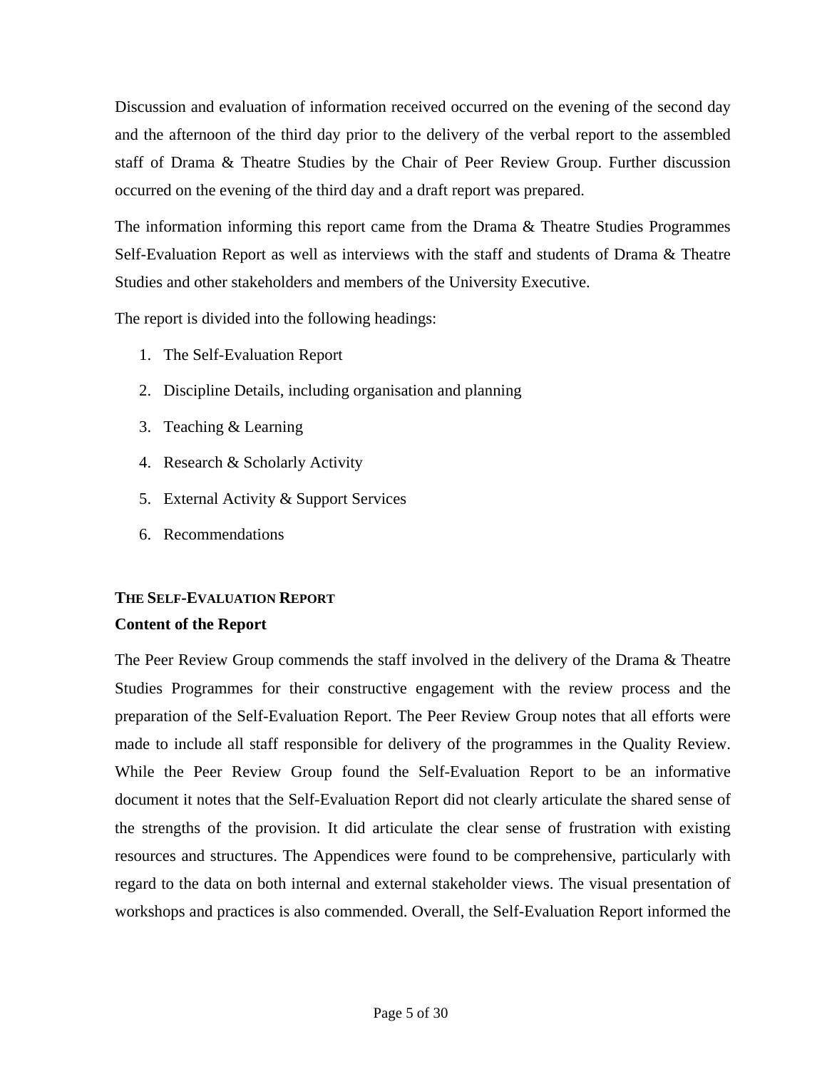Discussion and evaluation of information received occurred on the evening of the second day and the afternoon of the third day prior to the delivery of the verbal report to the assembled staff of Drama & Theatre Studies by the Chair of Peer Review Group. Further discussion occurred on the evening of the third day and a draft report was prepared.

The information informing this report came from the Drama & Theatre Studies Programmes Self-Evaluation Report as well as interviews with the staff and students of Drama & Theatre Studies and other stakeholders and members of the University Executive.

The report is divided into the following headings:

1. The Self-Evaluation Report
2. Discipline Details, including organisation and planning
3. Teaching & Learning
4. Research & Scholarly Activity
5. External Activity & Support Services
6. Recommendations

## THE SELF-EVALUATION REPORT

### Content of the Report

The Peer Review Group commends the staff involved in the delivery of the Drama & Theatre Studies Programmes for their constructive engagement with the review process and the preparation of the Self-Evaluation Report. The Peer Review Group notes that all efforts were made to include all staff responsible for delivery of the programmes in the Quality Review. While the Peer Review Group found the Self-Evaluation Report to be an informative document it notes that the Self-Evaluation Report did not clearly articulate the shared sense of the strengths of the provision. It did articulate the clear sense of frustration with existing resources and structures. The Appendices were found to be comprehensive, particularly with regard to the data on both internal and external stakeholder views. The visual presentation of workshops and practices is also commended. Overall, the Self-Evaluation Report informed the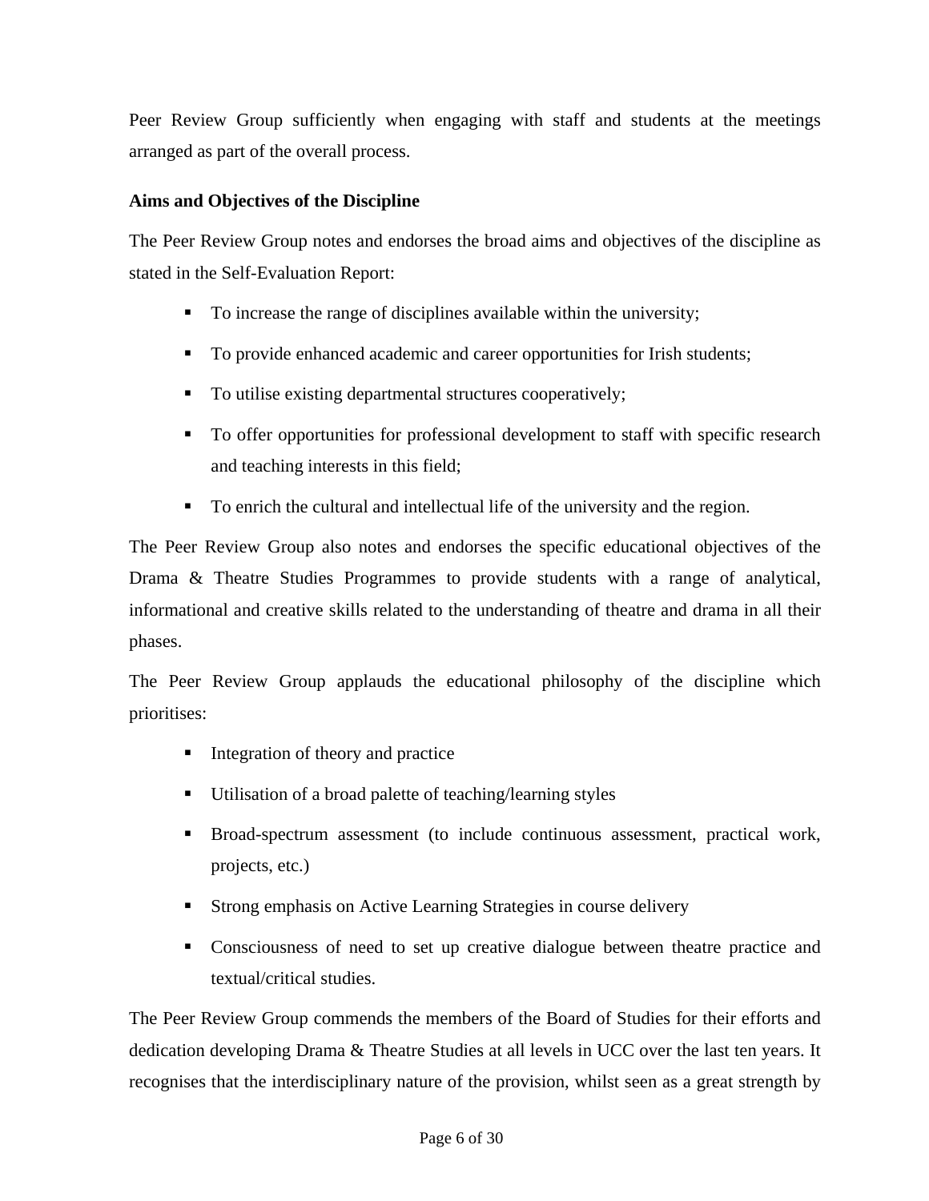Peer Review Group sufficiently when engaging with staff and students at the meetings arranged as part of the overall process.

**Aims and Objectives of the Discipline**

The Peer Review Group notes and endorses the broad aims and objectives of the discipline as stated in the Self-Evaluation Report:

- To increase the range of disciplines available within the university;
- To provide enhanced academic and career opportunities for Irish students;
- To utilise existing departmental structures cooperatively;
- To offer opportunities for professional development to staff with specific research and teaching interests in this field;
- To enrich the cultural and intellectual life of the university and the region.

The Peer Review Group also notes and endorses the specific educational objectives of the Drama & Theatre Studies Programmes to provide students with a range of analytical, informational and creative skills related to the understanding of theatre and drama in all their phases.

The Peer Review Group applauds the educational philosophy of the discipline which prioritises:

- Integration of theory and practice
- Utilisation of a broad palette of teaching/learning styles
- Broad-spectrum assessment (to include continuous assessment, practical work, projects, etc.)
- Strong emphasis on Active Learning Strategies in course delivery
- Consciousness of need to set up creative dialogue between theatre practice and textual/critical studies.

The Peer Review Group commends the members of the Board of Studies for their efforts and dedication developing Drama & Theatre Studies at all levels in UCC over the last ten years. It recognises that the interdisciplinary nature of the provision, whilst seen as a great strength by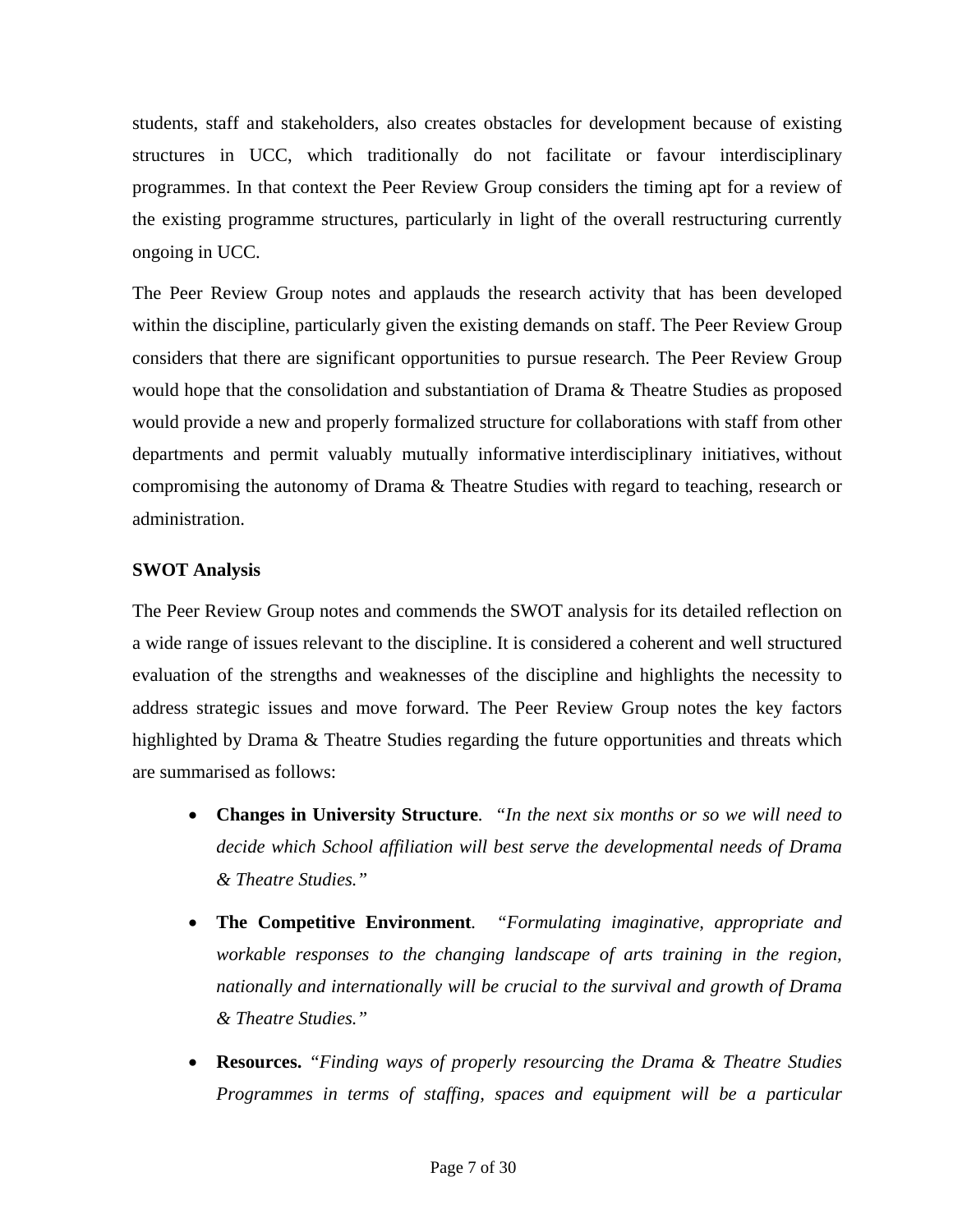students, staff and stakeholders, also creates obstacles for development because of existing structures in UCC, which traditionally do not facilitate or favour interdisciplinary programmes. In that context the Peer Review Group considers the timing apt for a review of the existing programme structures, particularly in light of the overall restructuring currently ongoing in UCC.

The Peer Review Group notes and applauds the research activity that has been developed within the discipline, particularly given the existing demands on staff. The Peer Review Group considers that there are significant opportunities to pursue research. The Peer Review Group would hope that the consolidation and substantiation of Drama & Theatre Studies as proposed would provide a new and properly formalized structure for collaborations with staff from other departments and permit valuably mutually informative interdisciplinary initiatives, without compromising the autonomy of Drama & Theatre Studies with regard to teaching, research or administration.

**SWOT Analysis**

The Peer Review Group notes and commends the SWOT analysis for its detailed reflection on a wide range of issues relevant to the discipline. It is considered a coherent and well structured evaluation of the strengths and weaknesses of the discipline and highlights the necessity to address strategic issues and move forward. The Peer Review Group notes the key factors highlighted by Drama & Theatre Studies regarding the future opportunities and threats which are summarised as follows:

- **Changes in University Structure**. *"In the next six months or so we will need to decide which School affiliation will best serve the developmental needs of Drama & Theatre Studies."*
- **The Competitive Environment**. *"Formulating imaginative, appropriate and workable responses to the changing landscape of arts training in the region, nationally and internationally will be crucial to the survival and growth of Drama & Theatre Studies."*
- **Resources.** *"Finding ways of properly resourcing the Drama & Theatre Studies Programmes in terms of staffing, spaces and equipment will be a particular*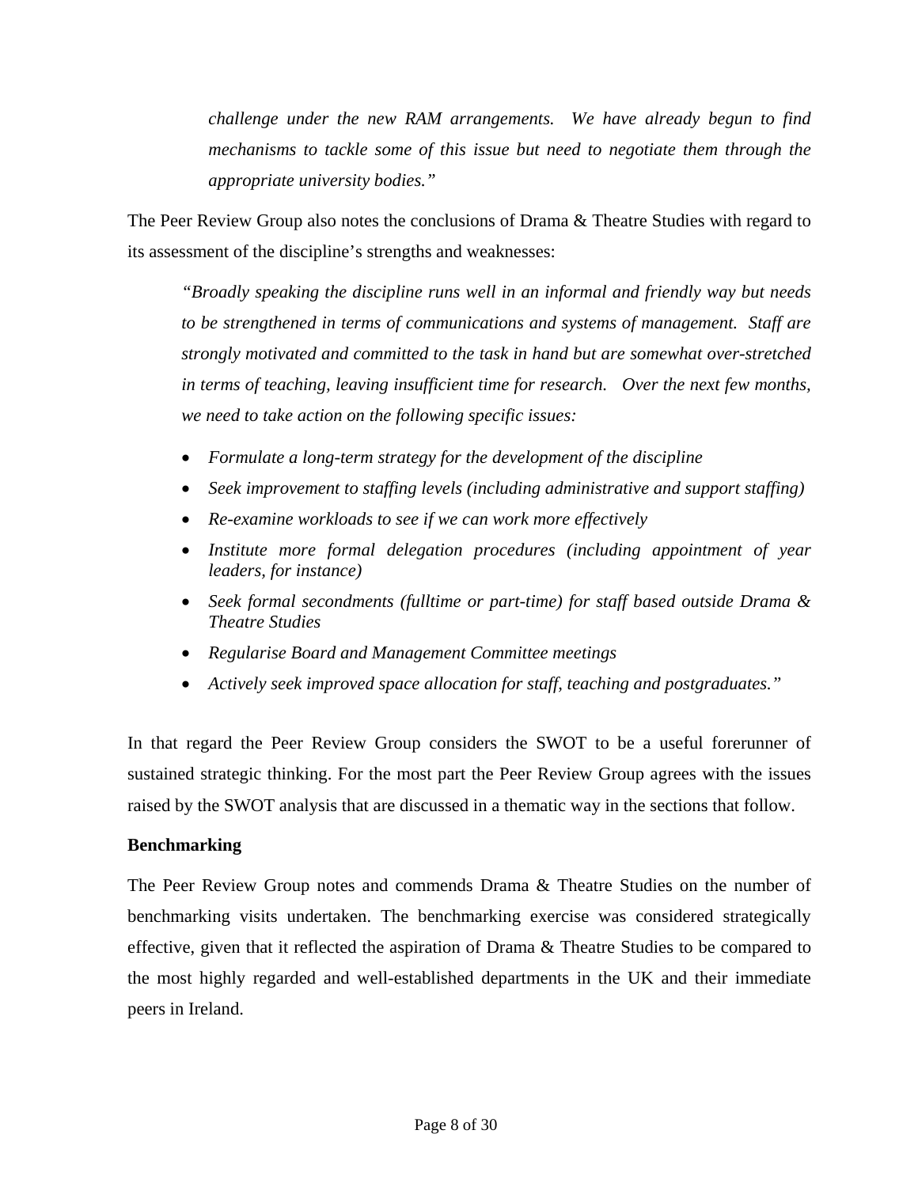> *challenge under the new RAM arrangements. We have already begun to find mechanisms to tackle some of this issue but need to negotiate them through the appropriate university bodies."*

The Peer Review Group also notes the conclusions of Drama & Theatre Studies with regard to its assessment of the discipline's strengths and weaknesses:

> *"Broadly speaking the discipline runs well in an informal and friendly way but needs to be strengthened in terms of communications and systems of management. Staff are strongly motivated and committed to the task in hand but are somewhat over-stretched in terms of teaching, leaving insufficient time for research. Over the next few months, we need to take action on the following specific issues:*
>
> - *Formulate a long-term strategy for the development of the discipline*
> - *Seek improvement to staffing levels (including administrative and support staffing)*
> - *Re-examine workloads to see if we can work more effectively*
> - *Institute more formal delegation procedures (including appointment of year leaders, for instance)*
> - *Seek formal secondments (fulltime or part-time) for staff based outside Drama & Theatre Studies*
> - *Regularise Board and Management Committee meetings*
> - *Actively seek improved space allocation for staff, teaching and postgraduates."*

In that regard the Peer Review Group considers the SWOT to be a useful forerunner of sustained strategic thinking. For the most part the Peer Review Group agrees with the issues raised by the SWOT analysis that are discussed in a thematic way in the sections that follow.

**Benchmarking**

The Peer Review Group notes and commends Drama & Theatre Studies on the number of benchmarking visits undertaken. The benchmarking exercise was considered strategically effective, given that it reflected the aspiration of Drama & Theatre Studies to be compared to the most highly regarded and well-established departments in the UK and their immediate peers in Ireland.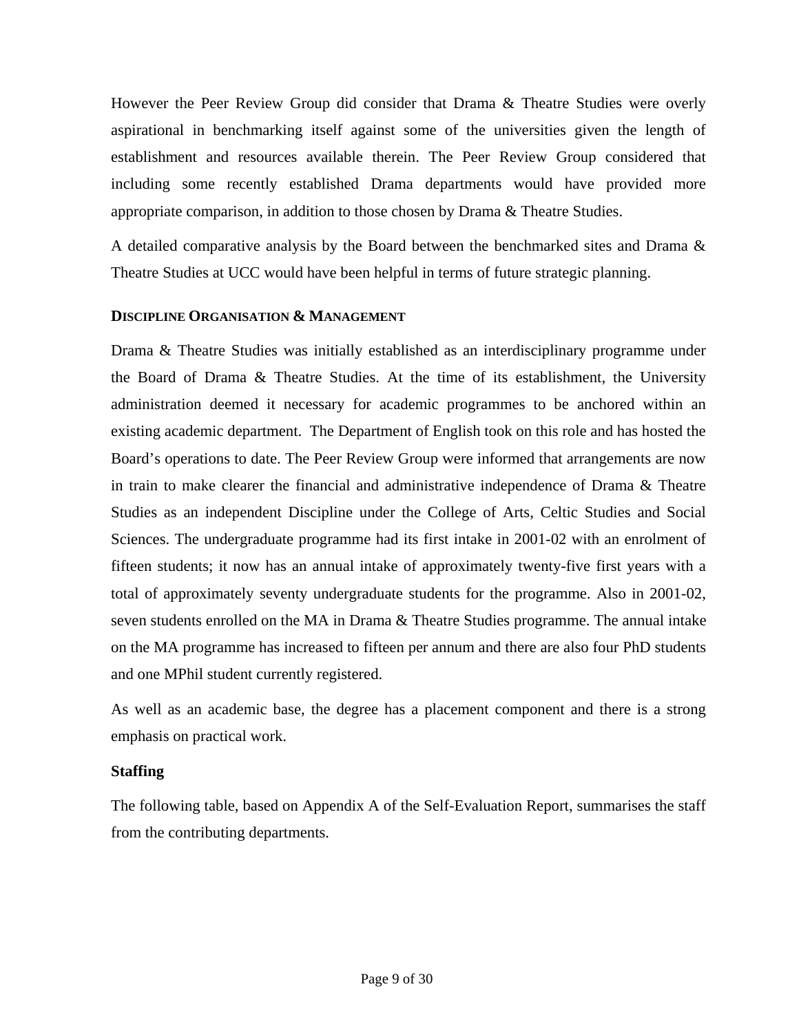However the Peer Review Group did consider that Drama & Theatre Studies were overly aspirational in benchmarking itself against some of the universities given the length of establishment and resources available therein. The Peer Review Group considered that including some recently established Drama departments would have provided more appropriate comparison, in addition to those chosen by Drama & Theatre Studies.

A detailed comparative analysis by the Board between the benchmarked sites and Drama & Theatre Studies at UCC would have been helpful in terms of future strategic planning.

## DISCIPLINE ORGANISATION & MANAGEMENT

Drama & Theatre Studies was initially established as an interdisciplinary programme under the Board of Drama & Theatre Studies. At the time of its establishment, the University administration deemed it necessary for academic programmes to be anchored within an existing academic department. The Department of English took on this role and has hosted the Board's operations to date. The Peer Review Group were informed that arrangements are now in train to make clearer the financial and administrative independence of Drama & Theatre Studies as an independent Discipline under the College of Arts, Celtic Studies and Social Sciences. The undergraduate programme had its first intake in 2001-02 with an enrolment of fifteen students; it now has an annual intake of approximately twenty-five first years with a total of approximately seventy undergraduate students for the programme. Also in 2001-02, seven students enrolled on the MA in Drama & Theatre Studies programme. The annual intake on the MA programme has increased to fifteen per annum and there are also four PhD students and one MPhil student currently registered.

As well as an academic base, the degree has a placement component and there is a strong emphasis on practical work.

### Staffing

The following table, based on Appendix A of the Self-Evaluation Report, summarises the staff from the contributing departments.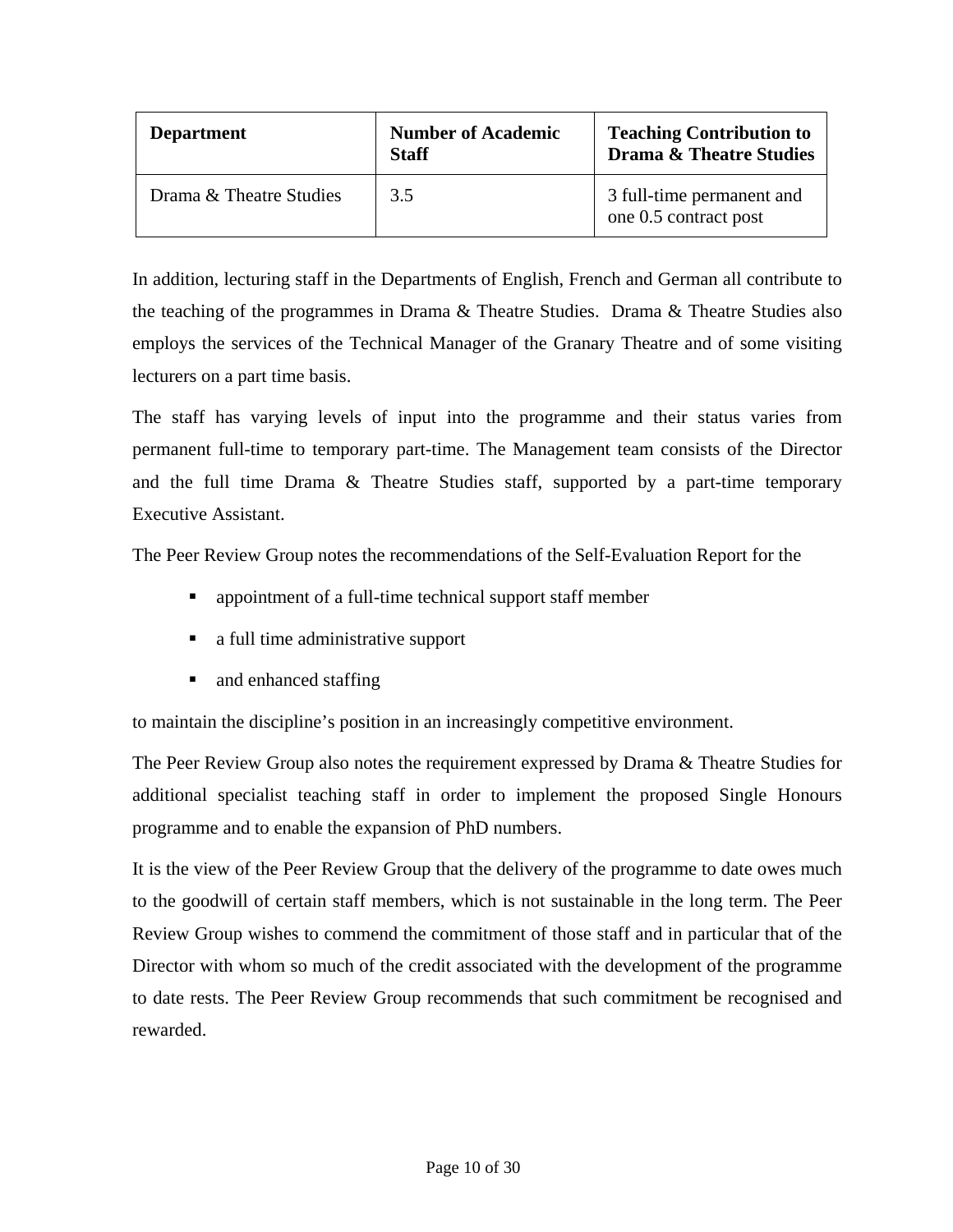| Department | Number of Academic Staff | Teaching Contribution to Drama & Theatre Studies |
|---|---|---|
| Drama & Theatre Studies | 3.5 | 3 full-time permanent and one 0.5 contract post |

In addition, lecturing staff in the Departments of English, French and German all contribute to the teaching of the programmes in Drama & Theatre Studies. Drama & Theatre Studies also employs the services of the Technical Manager of the Granary Theatre and of some visiting lecturers on a part time basis.

The staff has varying levels of input into the programme and their status varies from permanent full-time to temporary part-time. The Management team consists of the Director and the full time Drama & Theatre Studies staff, supported by a part-time temporary Executive Assistant.

The Peer Review Group notes the recommendations of the Self-Evaluation Report for the

- appointment of a full-time technical support staff member
- a full time administrative support
- and enhanced staffing

to maintain the discipline's position in an increasingly competitive environment.

The Peer Review Group also notes the requirement expressed by Drama & Theatre Studies for additional specialist teaching staff in order to implement the proposed Single Honours programme and to enable the expansion of PhD numbers.

It is the view of the Peer Review Group that the delivery of the programme to date owes much to the goodwill of certain staff members, which is not sustainable in the long term. The Peer Review Group wishes to commend the commitment of those staff and in particular that of the Director with whom so much of the credit associated with the development of the programme to date rests. The Peer Review Group recommends that such commitment be recognised and rewarded.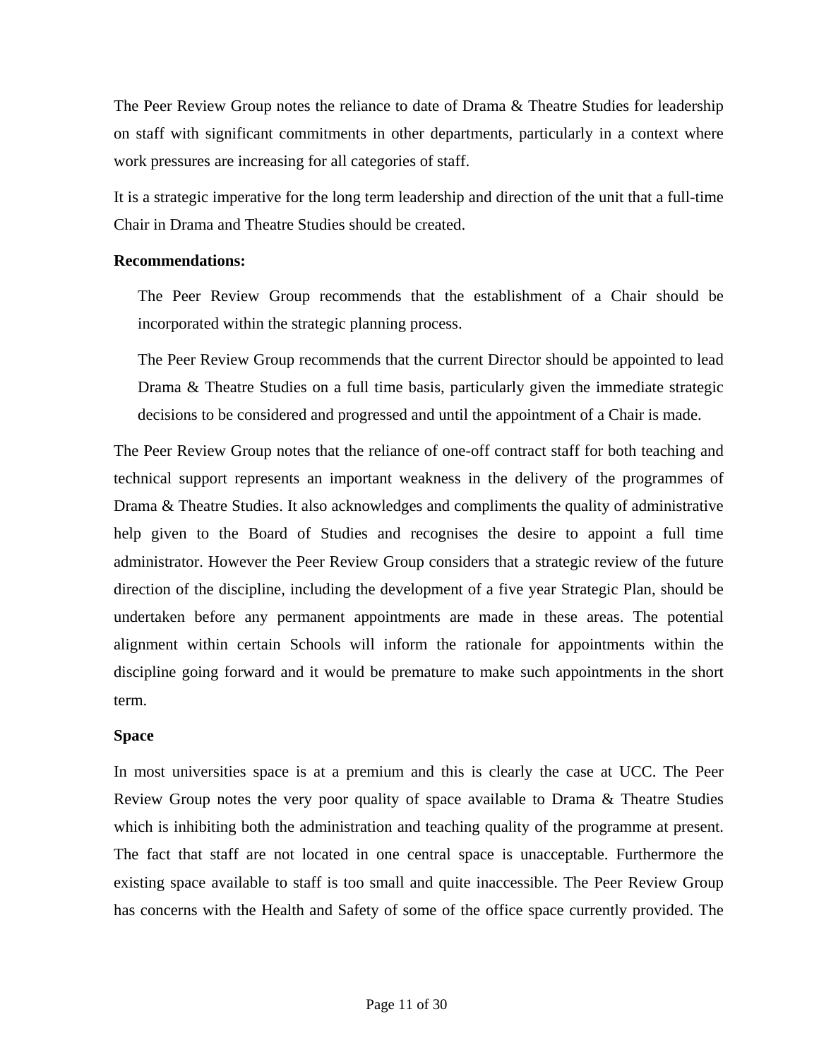The Peer Review Group notes the reliance to date of Drama & Theatre Studies for leadership on staff with significant commitments in other departments, particularly in a context where work pressures are increasing for all categories of staff.

It is a strategic imperative for the long term leadership and direction of the unit that a full-time Chair in Drama and Theatre Studies should be created.

**Recommendations:**

> The Peer Review Group recommends that the establishment of a Chair should be incorporated within the strategic planning process.
>
> The Peer Review Group recommends that the current Director should be appointed to lead Drama & Theatre Studies on a full time basis, particularly given the immediate strategic decisions to be considered and progressed and until the appointment of a Chair is made.

The Peer Review Group notes that the reliance of one-off contract staff for both teaching and technical support represents an important weakness in the delivery of the programmes of Drama & Theatre Studies. It also acknowledges and compliments the quality of administrative help given to the Board of Studies and recognises the desire to appoint a full time administrator. However the Peer Review Group considers that a strategic review of the future direction of the discipline, including the development of a five year Strategic Plan, should be undertaken before any permanent appointments are made in these areas. The potential alignment within certain Schools will inform the rationale for appointments within the discipline going forward and it would be premature to make such appointments in the short term.

**Space**

In most universities space is at a premium and this is clearly the case at UCC. The Peer Review Group notes the very poor quality of space available to Drama & Theatre Studies which is inhibiting both the administration and teaching quality of the programme at present. The fact that staff are not located in one central space is unacceptable. Furthermore the existing space available to staff is too small and quite inaccessible. The Peer Review Group has concerns with the Health and Safety of some of the office space currently provided. The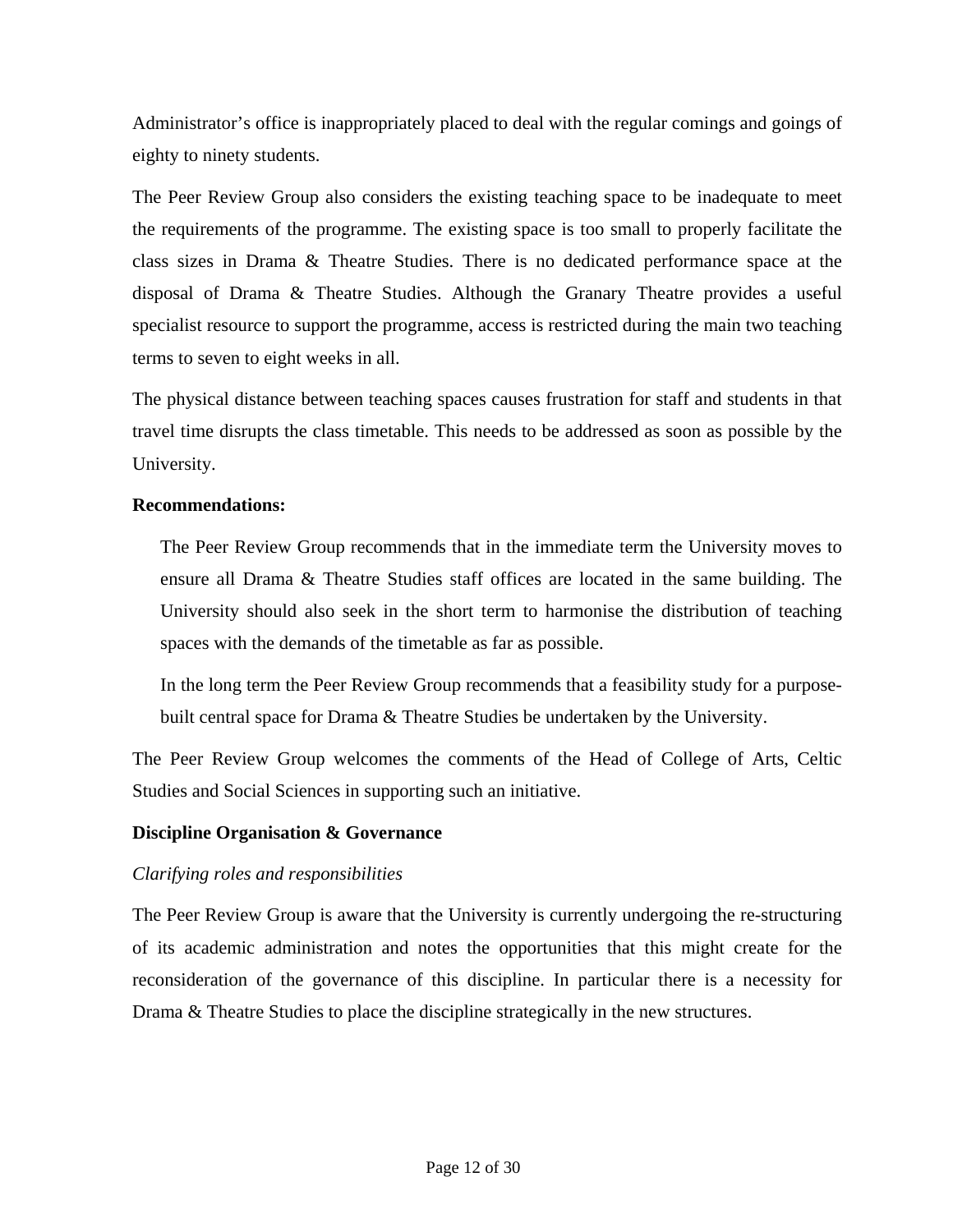Administrator's office is inappropriately placed to deal with the regular comings and goings of eighty to ninety students.

The Peer Review Group also considers the existing teaching space to be inadequate to meet the requirements of the programme. The existing space is too small to properly facilitate the class sizes in Drama & Theatre Studies. There is no dedicated performance space at the disposal of Drama & Theatre Studies. Although the Granary Theatre provides a useful specialist resource to support the programme, access is restricted during the main two teaching terms to seven to eight weeks in all.

The physical distance between teaching spaces causes frustration for staff and students in that travel time disrupts the class timetable. This needs to be addressed as soon as possible by the University.

**Recommendations:**

> The Peer Review Group recommends that in the immediate term the University moves to ensure all Drama & Theatre Studies staff offices are located in the same building. The University should also seek in the short term to harmonise the distribution of teaching spaces with the demands of the timetable as far as possible.
>
> In the long term the Peer Review Group recommends that a feasibility study for a purpose-built central space for Drama & Theatre Studies be undertaken by the University.

The Peer Review Group welcomes the comments of the Head of College of Arts, Celtic Studies and Social Sciences in supporting such an initiative.

**Discipline Organisation & Governance**

*Clarifying roles and responsibilities*

The Peer Review Group is aware that the University is currently undergoing the re-structuring of its academic administration and notes the opportunities that this might create for the reconsideration of the governance of this discipline. In particular there is a necessity for Drama & Theatre Studies to place the discipline strategically in the new structures.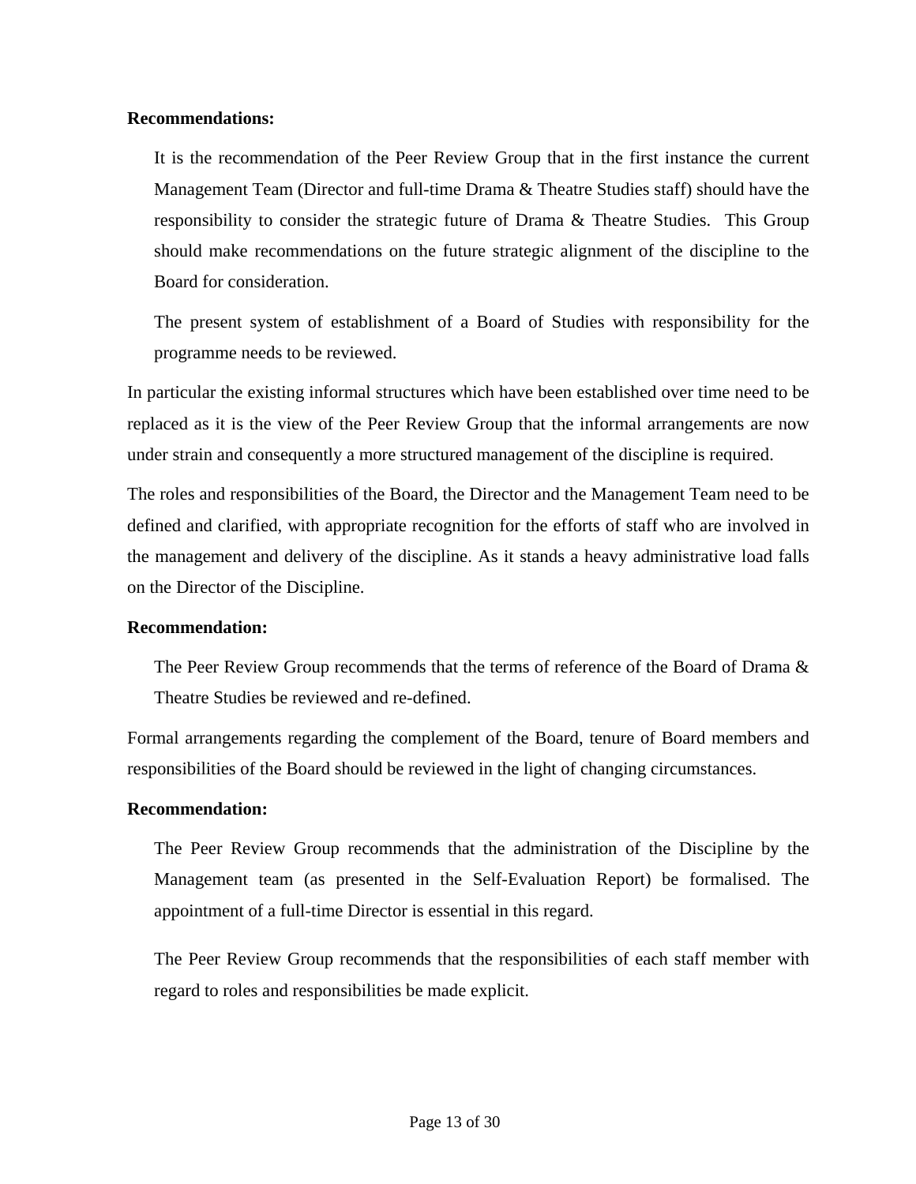**Recommendations:**

> It is the recommendation of the Peer Review Group that in the first instance the current Management Team (Director and full-time Drama & Theatre Studies staff) should have the responsibility to consider the strategic future of Drama & Theatre Studies. This Group should make recommendations on the future strategic alignment of the discipline to the Board for consideration.
>
> The present system of establishment of a Board of Studies with responsibility for the programme needs to be reviewed.

In particular the existing informal structures which have been established over time need to be replaced as it is the view of the Peer Review Group that the informal arrangements are now under strain and consequently a more structured management of the discipline is required.

The roles and responsibilities of the Board, the Director and the Management Team need to be defined and clarified, with appropriate recognition for the efforts of staff who are involved in the management and delivery of the discipline. As it stands a heavy administrative load falls on the Director of the Discipline.

**Recommendation:**

> The Peer Review Group recommends that the terms of reference of the Board of Drama & Theatre Studies be reviewed and re-defined.

Formal arrangements regarding the complement of the Board, tenure of Board members and responsibilities of the Board should be reviewed in the light of changing circumstances.

**Recommendation:**

> The Peer Review Group recommends that the administration of the Discipline by the Management team (as presented in the Self-Evaluation Report) be formalised. The appointment of a full-time Director is essential in this regard.
>
> The Peer Review Group recommends that the responsibilities of each staff member with regard to roles and responsibilities be made explicit.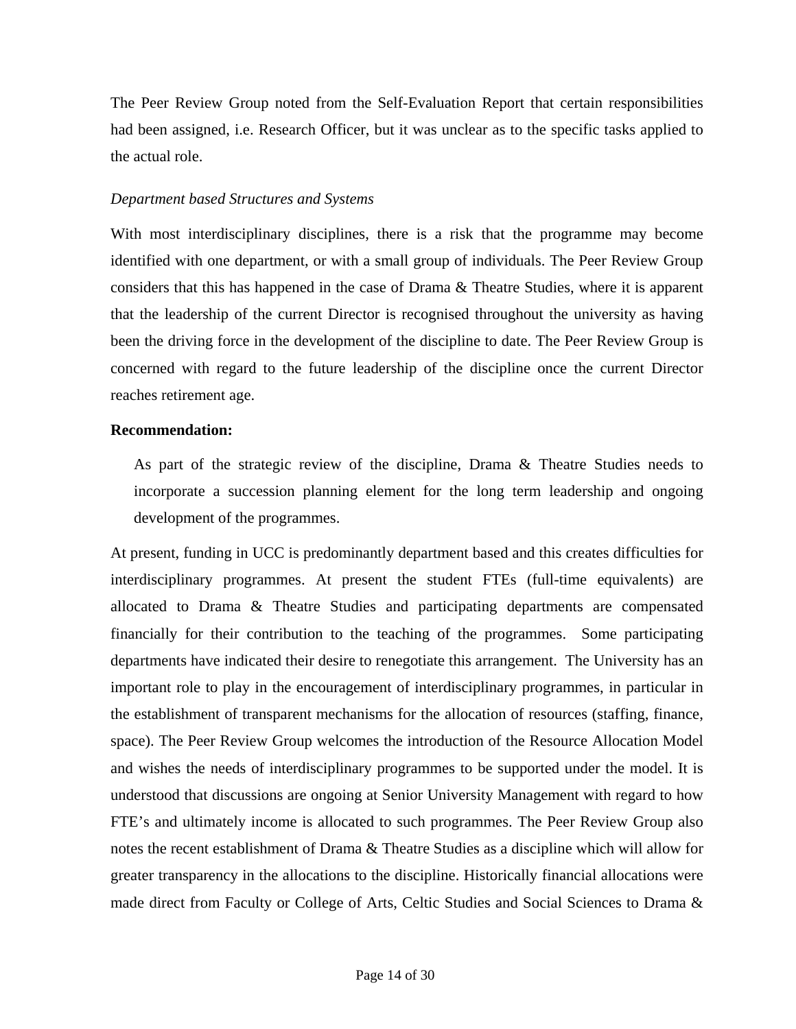The Peer Review Group noted from the Self-Evaluation Report that certain responsibilities had been assigned, i.e. Research Officer, but it was unclear as to the specific tasks applied to the actual role.

*Department based Structures and Systems*

With most interdisciplinary disciplines, there is a risk that the programme may become identified with one department, or with a small group of individuals. The Peer Review Group considers that this has happened in the case of Drama & Theatre Studies, where it is apparent that the leadership of the current Director is recognised throughout the university as having been the driving force in the development of the discipline to date. The Peer Review Group is concerned with regard to the future leadership of the discipline once the current Director reaches retirement age.

**Recommendation:**

> As part of the strategic review of the discipline, Drama & Theatre Studies needs to incorporate a succession planning element for the long term leadership and ongoing development of the programmes.

At present, funding in UCC is predominantly department based and this creates difficulties for interdisciplinary programmes. At present the student FTEs (full-time equivalents) are allocated to Drama & Theatre Studies and participating departments are compensated financially for their contribution to the teaching of the programmes. Some participating departments have indicated their desire to renegotiate this arrangement. The University has an important role to play in the encouragement of interdisciplinary programmes, in particular in the establishment of transparent mechanisms for the allocation of resources (staffing, finance, space). The Peer Review Group welcomes the introduction of the Resource Allocation Model and wishes the needs of interdisciplinary programmes to be supported under the model. It is understood that discussions are ongoing at Senior University Management with regard to how FTE's and ultimately income is allocated to such programmes. The Peer Review Group also notes the recent establishment of Drama & Theatre Studies as a discipline which will allow for greater transparency in the allocations to the discipline. Historically financial allocations were made direct from Faculty or College of Arts, Celtic Studies and Social Sciences to Drama &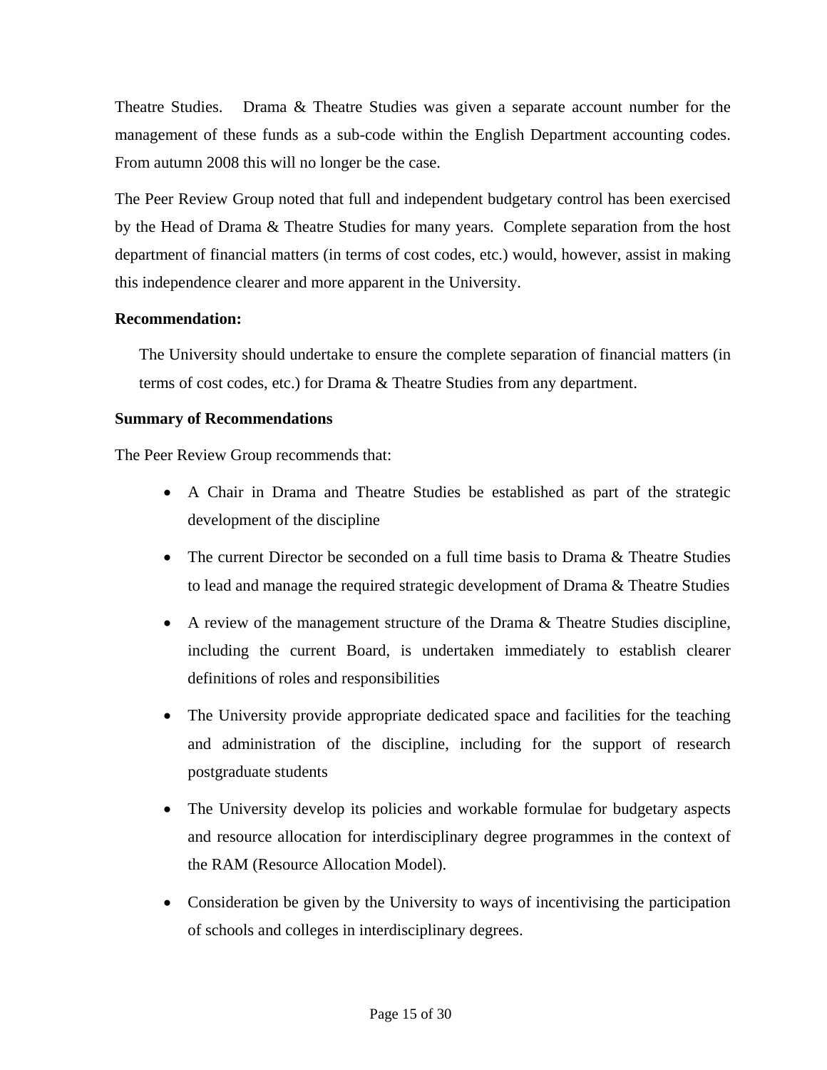Theatre Studies. Drama & Theatre Studies was given a separate account number for the management of these funds as a sub-code within the English Department accounting codes. From autumn 2008 this will no longer be the case.

The Peer Review Group noted that full and independent budgetary control has been exercised by the Head of Drama & Theatre Studies for many years. Complete separation from the host department of financial matters (in terms of cost codes, etc.) would, however, assist in making this independence clearer and more apparent in the University.

**Recommendation:**

The University should undertake to ensure the complete separation of financial matters (in terms of cost codes, etc.) for Drama & Theatre Studies from any department.

**Summary of Recommendations**

The Peer Review Group recommends that:

- A Chair in Drama and Theatre Studies be established as part of the strategic development of the discipline
- The current Director be seconded on a full time basis to Drama & Theatre Studies to lead and manage the required strategic development of Drama & Theatre Studies
- A review of the management structure of the Drama & Theatre Studies discipline, including the current Board, is undertaken immediately to establish clearer definitions of roles and responsibilities
- The University provide appropriate dedicated space and facilities for the teaching and administration of the discipline, including for the support of research postgraduate students
- The University develop its policies and workable formulae for budgetary aspects and resource allocation for interdisciplinary degree programmes in the context of the RAM (Resource Allocation Model).
- Consideration be given by the University to ways of incentivising the participation of schools and colleges in interdisciplinary degrees.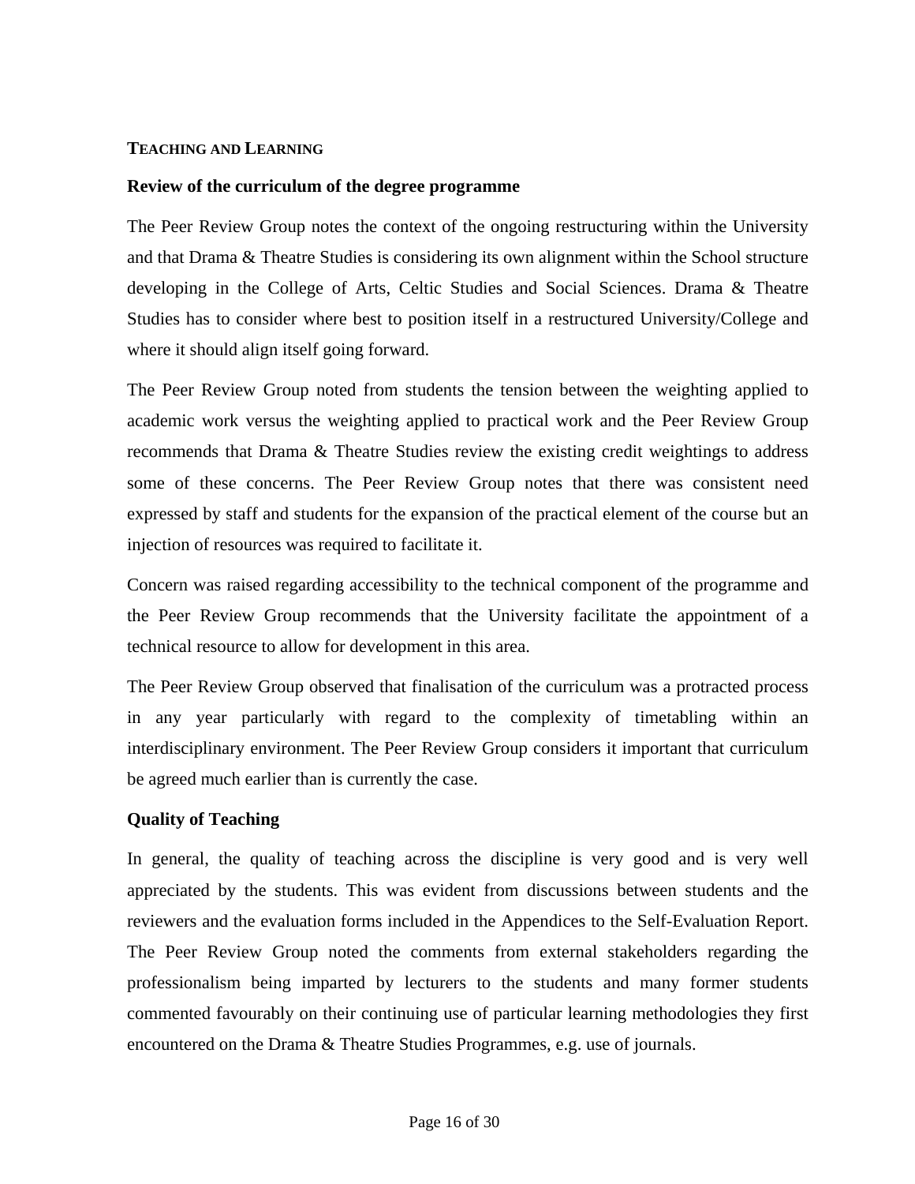## TEACHING AND LEARNING

### Review of the curriculum of the degree programme

The Peer Review Group notes the context of the ongoing restructuring within the University and that Drama & Theatre Studies is considering its own alignment within the School structure developing in the College of Arts, Celtic Studies and Social Sciences. Drama & Theatre Studies has to consider where best to position itself in a restructured University/College and where it should align itself going forward.

The Peer Review Group noted from students the tension between the weighting applied to academic work versus the weighting applied to practical work and the Peer Review Group recommends that Drama & Theatre Studies review the existing credit weightings to address some of these concerns. The Peer Review Group notes that there was consistent need expressed by staff and students for the expansion of the practical element of the course but an injection of resources was required to facilitate it.

Concern was raised regarding accessibility to the technical component of the programme and the Peer Review Group recommends that the University facilitate the appointment of a technical resource to allow for development in this area.

The Peer Review Group observed that finalisation of the curriculum was a protracted process in any year particularly with regard to the complexity of timetabling within an interdisciplinary environment. The Peer Review Group considers it important that curriculum be agreed much earlier than is currently the case.

### Quality of Teaching

In general, the quality of teaching across the discipline is very good and is very well appreciated by the students. This was evident from discussions between students and the reviewers and the evaluation forms included in the Appendices to the Self-Evaluation Report. The Peer Review Group noted the comments from external stakeholders regarding the professionalism being imparted by lecturers to the students and many former students commented favourably on their continuing use of particular learning methodologies they first encountered on the Drama & Theatre Studies Programmes, e.g. use of journals.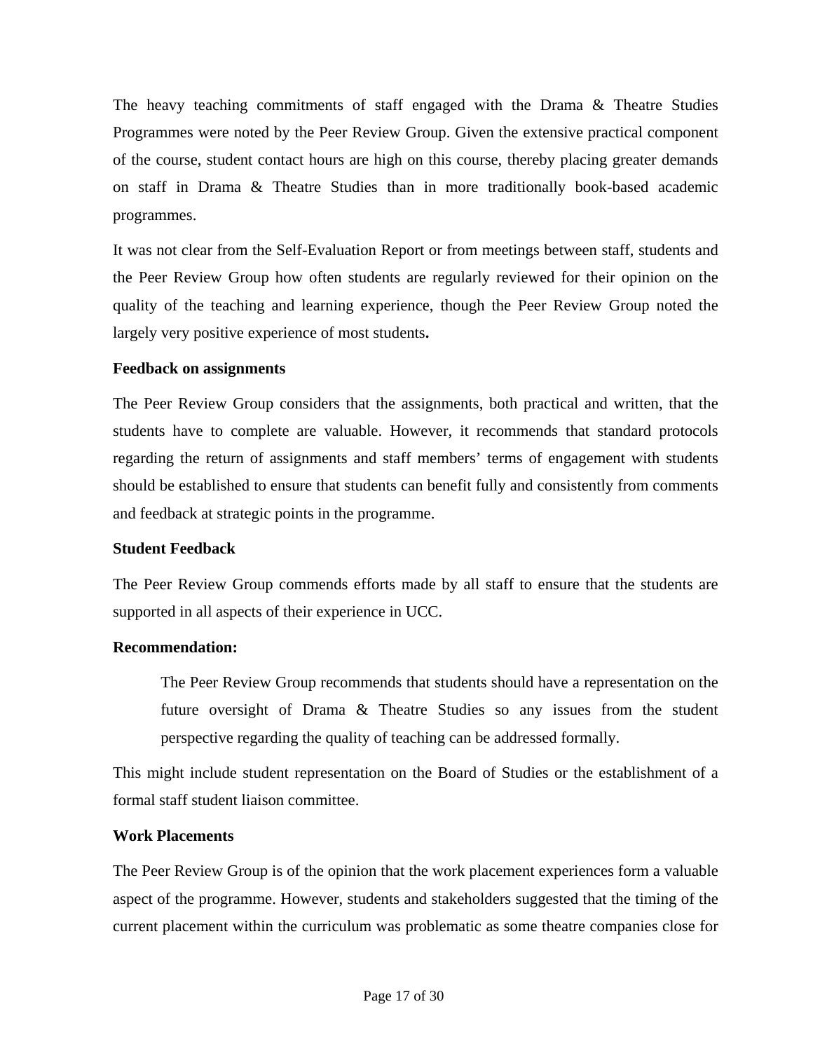The heavy teaching commitments of staff engaged with the Drama & Theatre Studies Programmes were noted by the Peer Review Group. Given the extensive practical component of the course, student contact hours are high on this course, thereby placing greater demands on staff in Drama & Theatre Studies than in more traditionally book-based academic programmes.

It was not clear from the Self-Evaluation Report or from meetings between staff, students and the Peer Review Group how often students are regularly reviewed for their opinion on the quality of the teaching and learning experience, though the Peer Review Group noted the largely very positive experience of most students**.**

**Feedback on assignments**

The Peer Review Group considers that the assignments, both practical and written, that the students have to complete are valuable. However, it recommends that standard protocols regarding the return of assignments and staff members' terms of engagement with students should be established to ensure that students can benefit fully and consistently from comments and feedback at strategic points in the programme.

**Student Feedback**

The Peer Review Group commends efforts made by all staff to ensure that the students are supported in all aspects of their experience in UCC.

**Recommendation:**

> The Peer Review Group recommends that students should have a representation on the future oversight of Drama & Theatre Studies so any issues from the student perspective regarding the quality of teaching can be addressed formally.

This might include student representation on the Board of Studies or the establishment of a formal staff student liaison committee.

**Work Placements**

The Peer Review Group is of the opinion that the work placement experiences form a valuable aspect of the programme. However, students and stakeholders suggested that the timing of the current placement within the curriculum was problematic as some theatre companies close for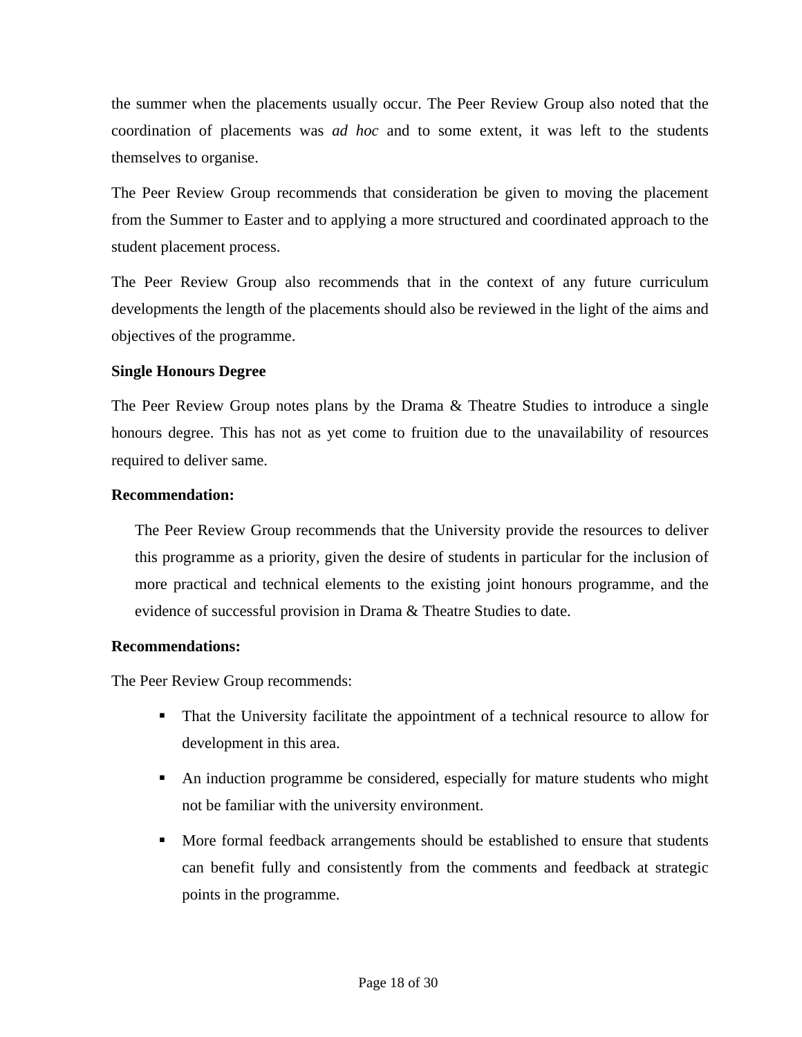the summer when the placements usually occur. The Peer Review Group also noted that the coordination of placements was *ad hoc* and to some extent, it was left to the students themselves to organise.

The Peer Review Group recommends that consideration be given to moving the placement from the Summer to Easter and to applying a more structured and coordinated approach to the student placement process.

The Peer Review Group also recommends that in the context of any future curriculum developments the length of the placements should also be reviewed in the light of the aims and objectives of the programme.

**Single Honours Degree**

The Peer Review Group notes plans by the Drama & Theatre Studies to introduce a single honours degree. This has not as yet come to fruition due to the unavailability of resources required to deliver same.

**Recommendation:**

> The Peer Review Group recommends that the University provide the resources to deliver this programme as a priority, given the desire of students in particular for the inclusion of more practical and technical elements to the existing joint honours programme, and the evidence of successful provision in Drama & Theatre Studies to date.

**Recommendations:**

The Peer Review Group recommends:

- That the University facilitate the appointment of a technical resource to allow for development in this area.
- An induction programme be considered, especially for mature students who might not be familiar with the university environment.
- More formal feedback arrangements should be established to ensure that students can benefit fully and consistently from the comments and feedback at strategic points in the programme.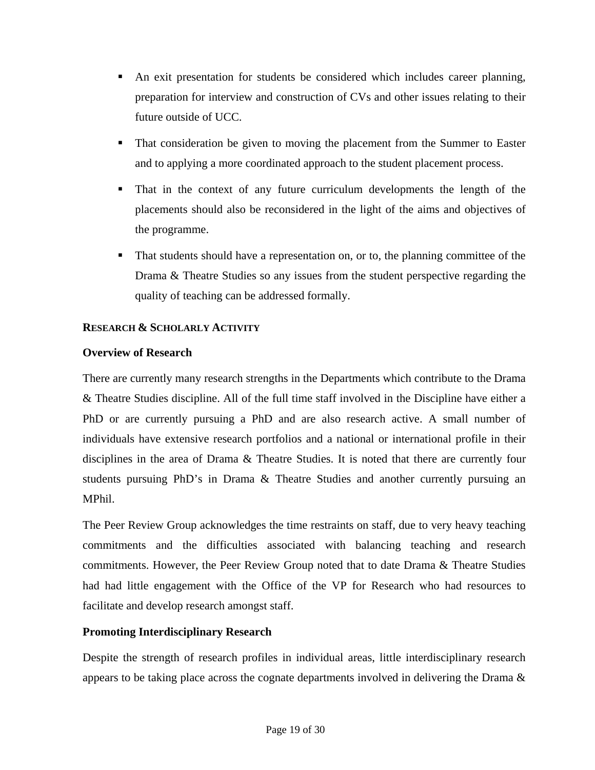- An exit presentation for students be considered which includes career planning, preparation for interview and construction of CVs and other issues relating to their future outside of UCC.
- That consideration be given to moving the placement from the Summer to Easter and to applying a more coordinated approach to the student placement process.
- That in the context of any future curriculum developments the length of the placements should also be reconsidered in the light of the aims and objectives of the programme.
- That students should have a representation on, or to, the planning committee of the Drama & Theatre Studies so any issues from the student perspective regarding the quality of teaching can be addressed formally.

## RESEARCH & SCHOLARLY ACTIVITY

### Overview of Research

There are currently many research strengths in the Departments which contribute to the Drama & Theatre Studies discipline. All of the full time staff involved in the Discipline have either a PhD or are currently pursuing a PhD and are also research active. A small number of individuals have extensive research portfolios and a national or international profile in their disciplines in the area of Drama & Theatre Studies. It is noted that there are currently four students pursuing PhD's in Drama & Theatre Studies and another currently pursuing an MPhil.

The Peer Review Group acknowledges the time restraints on staff, due to very heavy teaching commitments and the difficulties associated with balancing teaching and research commitments. However, the Peer Review Group noted that to date Drama & Theatre Studies had had little engagement with the Office of the VP for Research who had resources to facilitate and develop research amongst staff.

### Promoting Interdisciplinary Research

Despite the strength of research profiles in individual areas, little interdisciplinary research appears to be taking place across the cognate departments involved in delivering the Drama &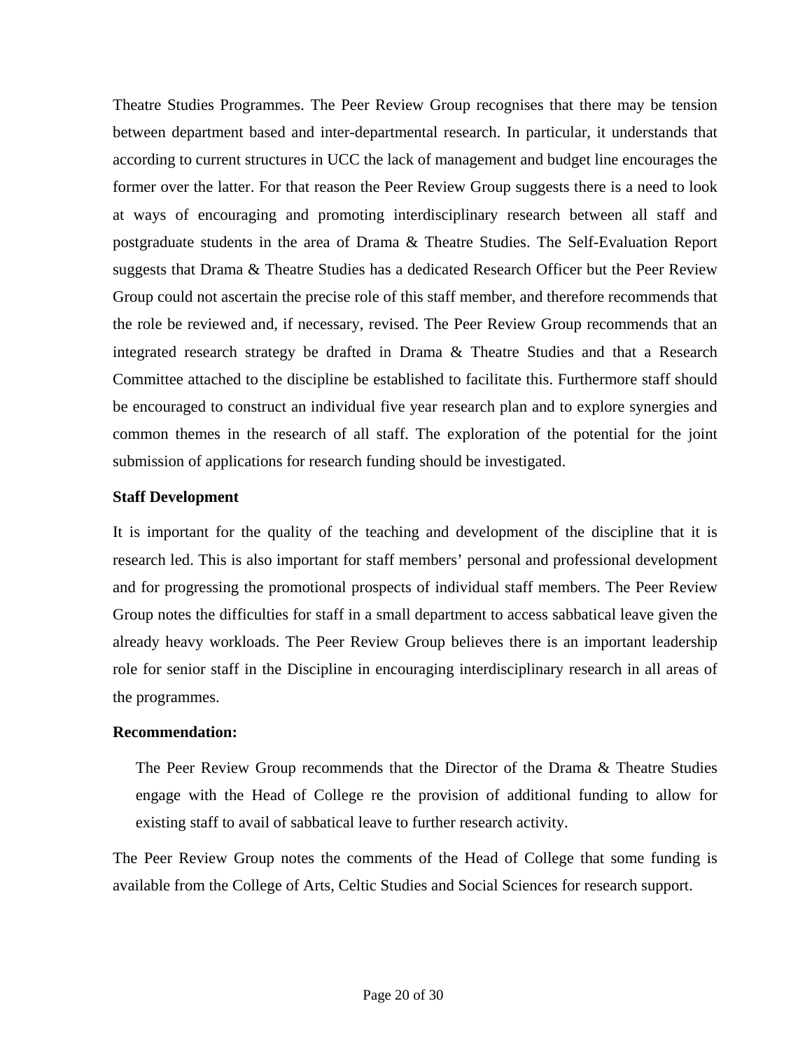Theatre Studies Programmes. The Peer Review Group recognises that there may be tension between department based and inter-departmental research. In particular, it understands that according to current structures in UCC the lack of management and budget line encourages the former over the latter. For that reason the Peer Review Group suggests there is a need to look at ways of encouraging and promoting interdisciplinary research between all staff and postgraduate students in the area of Drama & Theatre Studies. The Self-Evaluation Report suggests that Drama & Theatre Studies has a dedicated Research Officer but the Peer Review Group could not ascertain the precise role of this staff member, and therefore recommends that the role be reviewed and, if necessary, revised. The Peer Review Group recommends that an integrated research strategy be drafted in Drama & Theatre Studies and that a Research Committee attached to the discipline be established to facilitate this. Furthermore staff should be encouraged to construct an individual five year research plan and to explore synergies and common themes in the research of all staff. The exploration of the potential for the joint submission of applications for research funding should be investigated.

**Staff Development**

It is important for the quality of the teaching and development of the discipline that it is research led. This is also important for staff members' personal and professional development and for progressing the promotional prospects of individual staff members. The Peer Review Group notes the difficulties for staff in a small department to access sabbatical leave given the already heavy workloads. The Peer Review Group believes there is an important leadership role for senior staff in the Discipline in encouraging interdisciplinary research in all areas of the programmes.

**Recommendation:**

> The Peer Review Group recommends that the Director of the Drama & Theatre Studies engage with the Head of College re the provision of additional funding to allow for existing staff to avail of sabbatical leave to further research activity.

The Peer Review Group notes the comments of the Head of College that some funding is available from the College of Arts, Celtic Studies and Social Sciences for research support.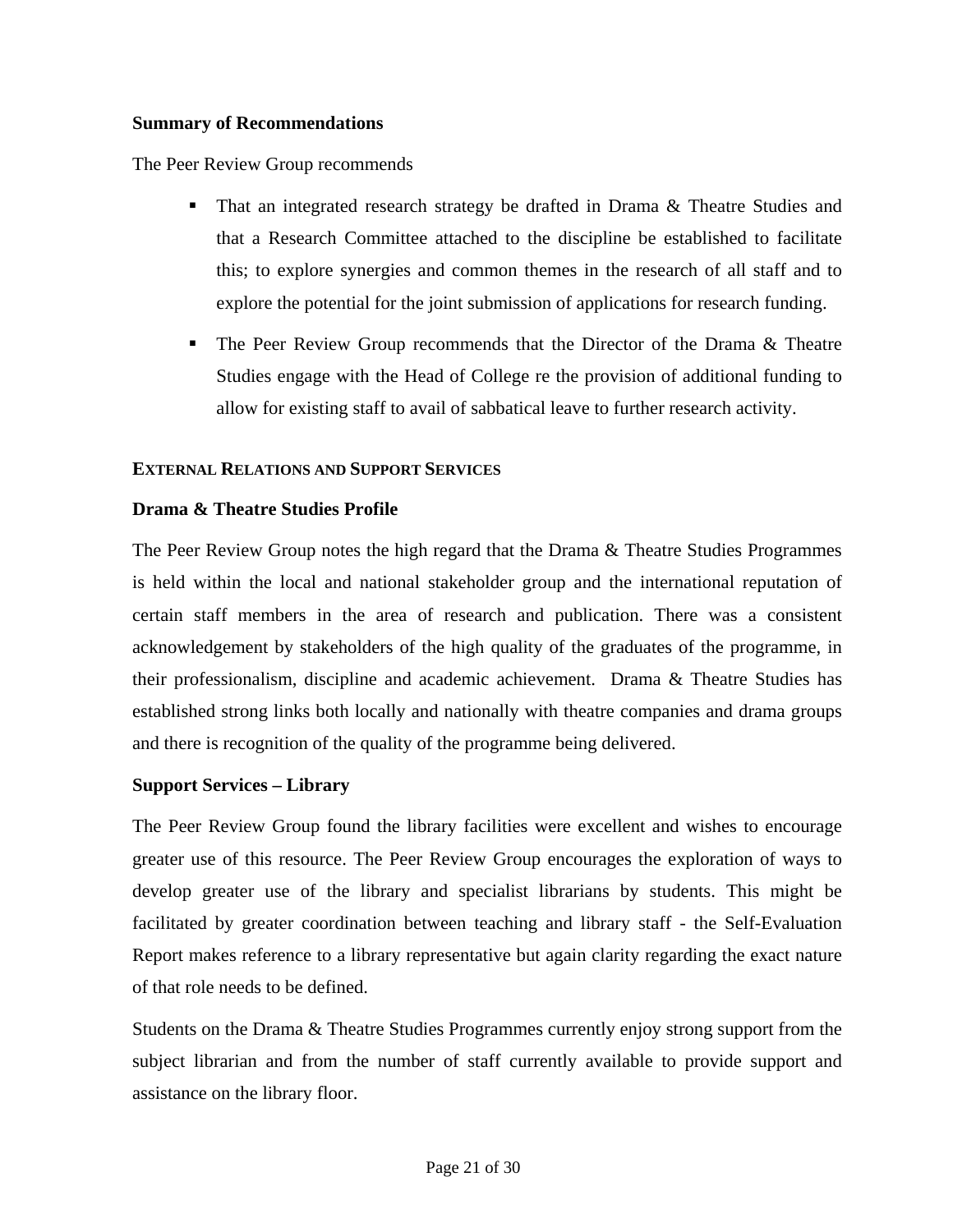**Summary of Recommendations**

The Peer Review Group recommends

- That an integrated research strategy be drafted in Drama & Theatre Studies and that a Research Committee attached to the discipline be established to facilitate this; to explore synergies and common themes in the research of all staff and to explore the potential for the joint submission of applications for research funding.
- The Peer Review Group recommends that the Director of the Drama & Theatre Studies engage with the Head of College re the provision of additional funding to allow for existing staff to avail of sabbatical leave to further research activity.

## EXTERNAL RELATIONS AND SUPPORT SERVICES

**Drama & Theatre Studies Profile**

The Peer Review Group notes the high regard that the Drama & Theatre Studies Programmes is held within the local and national stakeholder group and the international reputation of certain staff members in the area of research and publication. There was a consistent acknowledgement by stakeholders of the high quality of the graduates of the programme, in their professionalism, discipline and academic achievement. Drama & Theatre Studies has established strong links both locally and nationally with theatre companies and drama groups and there is recognition of the quality of the programme being delivered.

**Support Services – Library**

The Peer Review Group found the library facilities were excellent and wishes to encourage greater use of this resource. The Peer Review Group encourages the exploration of ways to develop greater use of the library and specialist librarians by students. This might be facilitated by greater coordination between teaching and library staff - the Self-Evaluation Report makes reference to a library representative but again clarity regarding the exact nature of that role needs to be defined.

Students on the Drama & Theatre Studies Programmes currently enjoy strong support from the subject librarian and from the number of staff currently available to provide support and assistance on the library floor.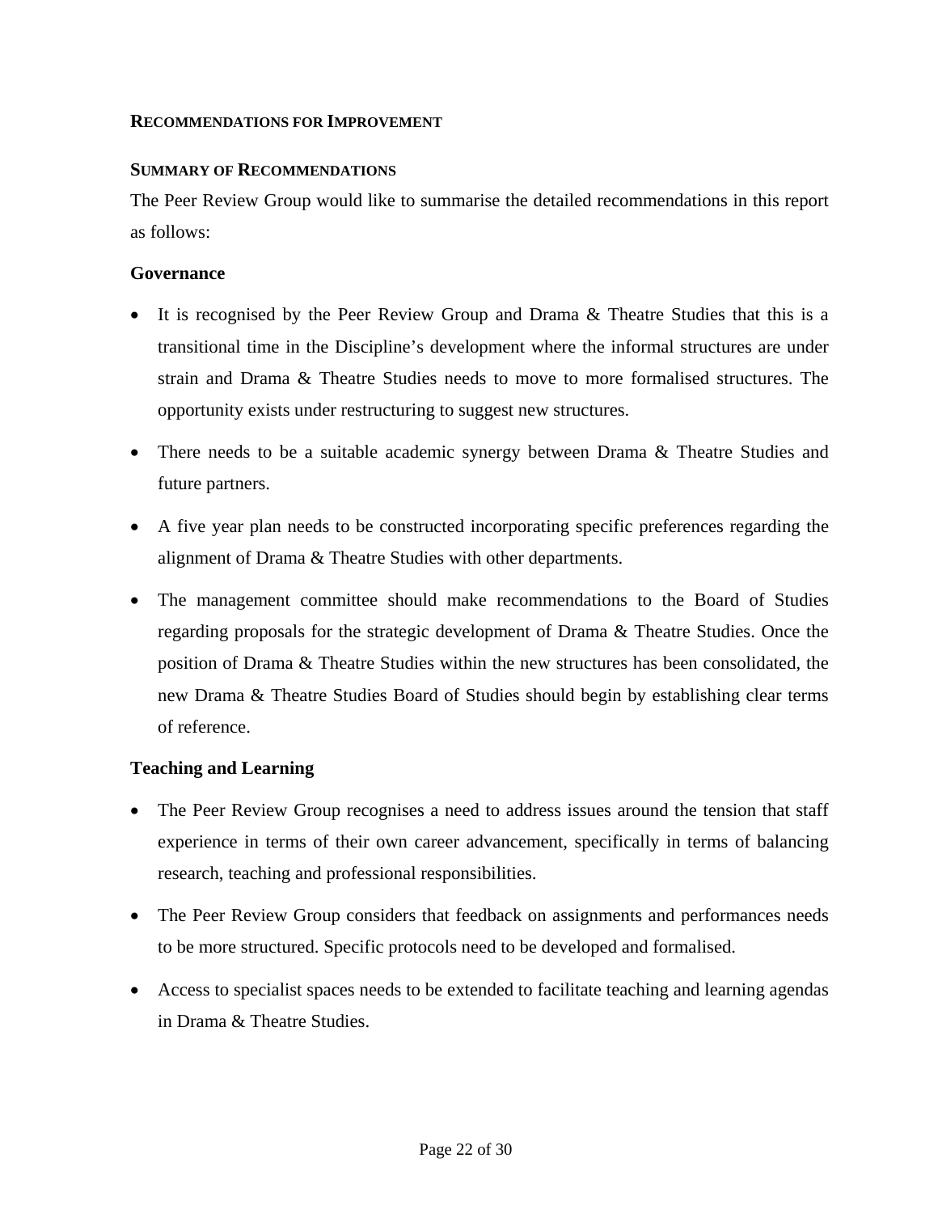## RECOMMENDATIONS FOR IMPROVEMENT

### SUMMARY OF RECOMMENDATIONS

The Peer Review Group would like to summarise the detailed recommendations in this report as follows:

**Governance**

- It is recognised by the Peer Review Group and Drama & Theatre Studies that this is a transitional time in the Discipline's development where the informal structures are under strain and Drama & Theatre Studies needs to move to more formalised structures. The opportunity exists under restructuring to suggest new structures.
- There needs to be a suitable academic synergy between Drama & Theatre Studies and future partners.
- A five year plan needs to be constructed incorporating specific preferences regarding the alignment of Drama & Theatre Studies with other departments.
- The management committee should make recommendations to the Board of Studies regarding proposals for the strategic development of Drama & Theatre Studies. Once the position of Drama & Theatre Studies within the new structures has been consolidated, the new Drama & Theatre Studies Board of Studies should begin by establishing clear terms of reference.

**Teaching and Learning**

- The Peer Review Group recognises a need to address issues around the tension that staff experience in terms of their own career advancement, specifically in terms of balancing research, teaching and professional responsibilities.
- The Peer Review Group considers that feedback on assignments and performances needs to be more structured. Specific protocols need to be developed and formalised.
- Access to specialist spaces needs to be extended to facilitate teaching and learning agendas in Drama & Theatre Studies.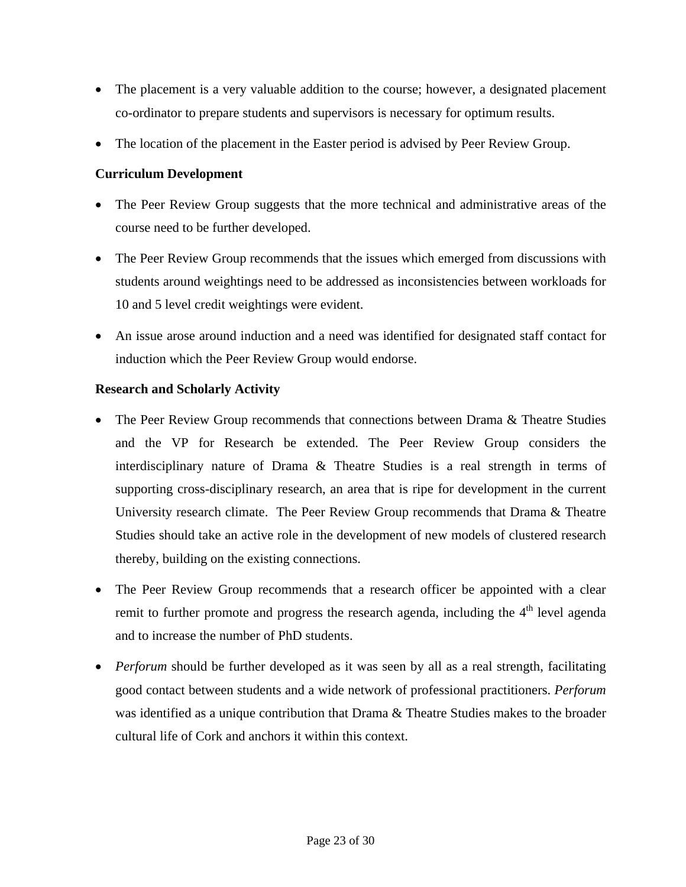- The placement is a very valuable addition to the course; however, a designated placement co-ordinator to prepare students and supervisors is necessary for optimum results.
- The location of the placement in the Easter period is advised by Peer Review Group.

**Curriculum Development**

- The Peer Review Group suggests that the more technical and administrative areas of the course need to be further developed.
- The Peer Review Group recommends that the issues which emerged from discussions with students around weightings need to be addressed as inconsistencies between workloads for 10 and 5 level credit weightings were evident.
- An issue arose around induction and a need was identified for designated staff contact for induction which the Peer Review Group would endorse.

**Research and Scholarly Activity**

- The Peer Review Group recommends that connections between Drama & Theatre Studies and the VP for Research be extended. The Peer Review Group considers the interdisciplinary nature of Drama & Theatre Studies is a real strength in terms of supporting cross-disciplinary research, an area that is ripe for development in the current University research climate. The Peer Review Group recommends that Drama & Theatre Studies should take an active role in the development of new models of clustered research thereby, building on the existing connections.
- The Peer Review Group recommends that a research officer be appointed with a clear remit to further promote and progress the research agenda, including the 4th level agenda and to increase the number of PhD students.
- *Perforum* should be further developed as it was seen by all as a real strength, facilitating good contact between students and a wide network of professional practitioners. *Perforum* was identified as a unique contribution that Drama & Theatre Studies makes to the broader cultural life of Cork and anchors it within this context.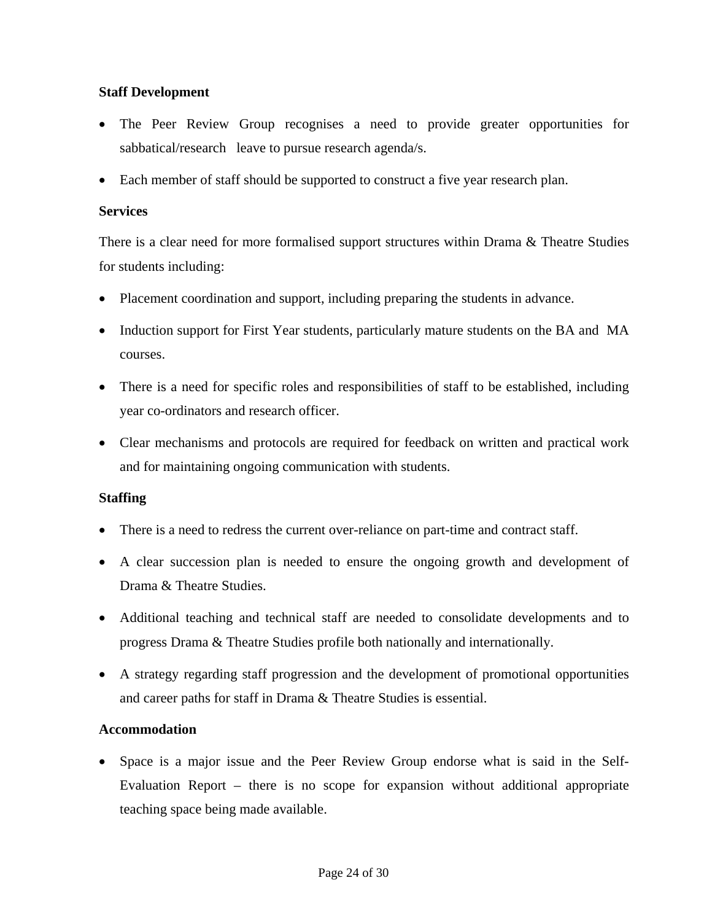**Staff Development**

- The Peer Review Group recognises a need to provide greater opportunities for sabbatical/research leave to pursue research agenda/s.
- Each member of staff should be supported to construct a five year research plan.

**Services**

There is a clear need for more formalised support structures within Drama & Theatre Studies for students including:

- Placement coordination and support, including preparing the students in advance.
- Induction support for First Year students, particularly mature students on the BA and MA courses.
- There is a need for specific roles and responsibilities of staff to be established, including year co-ordinators and research officer.
- Clear mechanisms and protocols are required for feedback on written and practical work and for maintaining ongoing communication with students.

**Staffing**

- There is a need to redress the current over-reliance on part-time and contract staff.
- A clear succession plan is needed to ensure the ongoing growth and development of Drama & Theatre Studies.
- Additional teaching and technical staff are needed to consolidate developments and to progress Drama & Theatre Studies profile both nationally and internationally.
- A strategy regarding staff progression and the development of promotional opportunities and career paths for staff in Drama & Theatre Studies is essential.

**Accommodation**

- Space is a major issue and the Peer Review Group endorse what is said in the Self-Evaluation Report – there is no scope for expansion without additional appropriate teaching space being made available.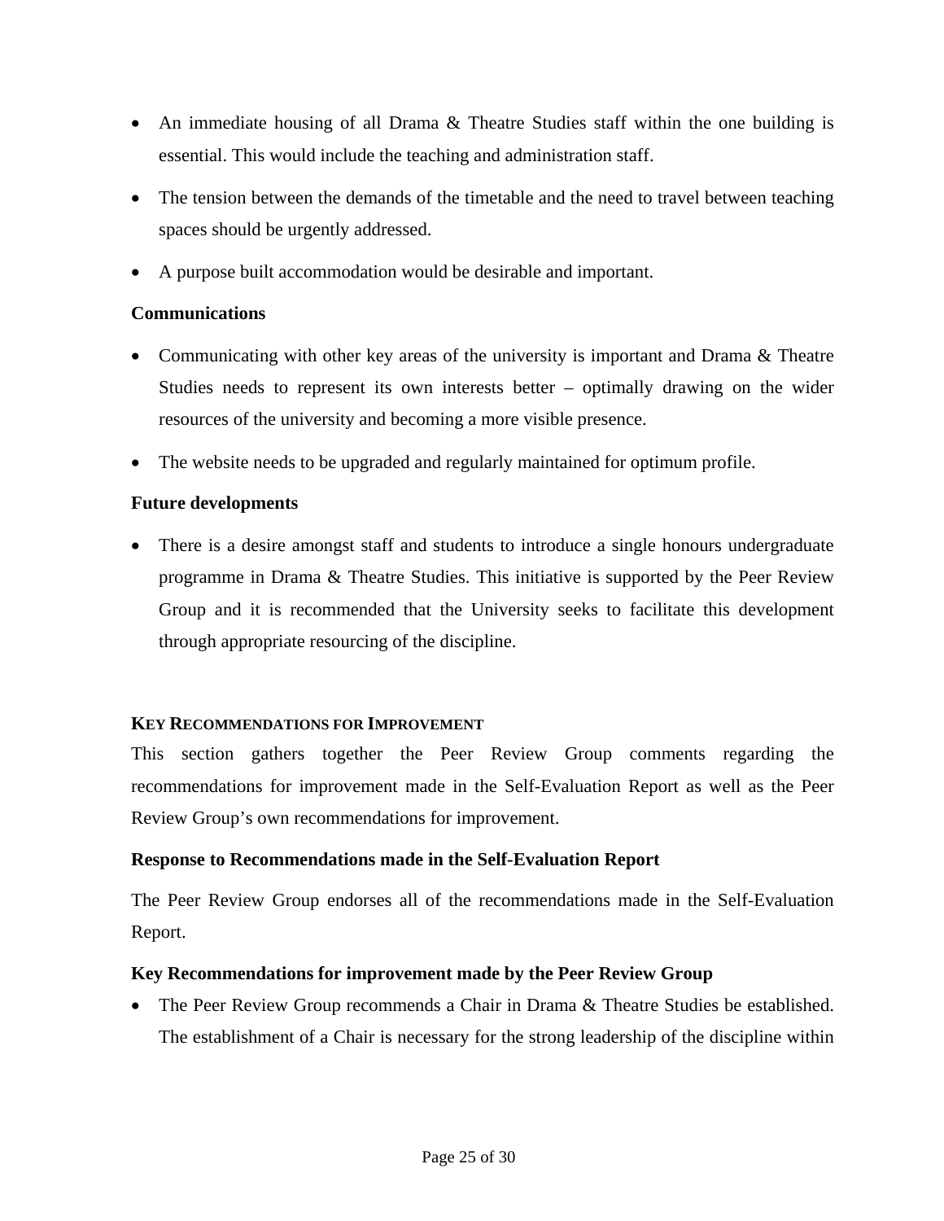- An immediate housing of all Drama & Theatre Studies staff within the one building is essential. This would include the teaching and administration staff.
- The tension between the demands of the timetable and the need to travel between teaching spaces should be urgently addressed.
- A purpose built accommodation would be desirable and important.

**Communications**

- Communicating with other key areas of the university is important and Drama & Theatre Studies needs to represent its own interests better – optimally drawing on the wider resources of the university and becoming a more visible presence.
- The website needs to be upgraded and regularly maintained for optimum profile.

**Future developments**

- There is a desire amongst staff and students to introduce a single honours undergraduate programme in Drama & Theatre Studies. This initiative is supported by the Peer Review Group and it is recommended that the University seeks to facilitate this development through appropriate resourcing of the discipline.

## KEY RECOMMENDATIONS FOR IMPROVEMENT

This section gathers together the Peer Review Group comments regarding the recommendations for improvement made in the Self-Evaluation Report as well as the Peer Review Group's own recommendations for improvement.

**Response to Recommendations made in the Self-Evaluation Report**

The Peer Review Group endorses all of the recommendations made in the Self-Evaluation Report.

**Key Recommendations for improvement made by the Peer Review Group**

- The Peer Review Group recommends a Chair in Drama & Theatre Studies be established. The establishment of a Chair is necessary for the strong leadership of the discipline within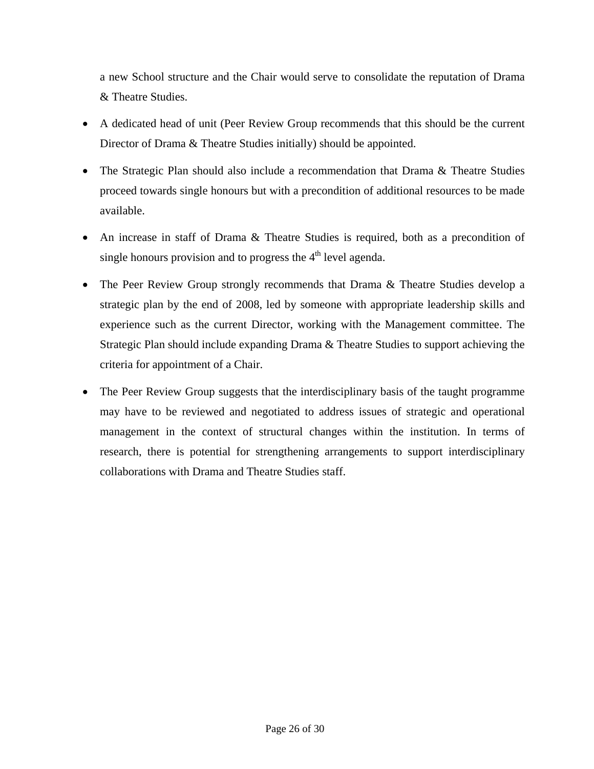a new School structure and the Chair would serve to consolidate the reputation of Drama & Theatre Studies.

- A dedicated head of unit (Peer Review Group recommends that this should be the current Director of Drama & Theatre Studies initially) should be appointed.
- The Strategic Plan should also include a recommendation that Drama & Theatre Studies proceed towards single honours but with a precondition of additional resources to be made available.
- An increase in staff of Drama & Theatre Studies is required, both as a precondition of single honours provision and to progress the 4th level agenda.
- The Peer Review Group strongly recommends that Drama & Theatre Studies develop a strategic plan by the end of 2008, led by someone with appropriate leadership skills and experience such as the current Director, working with the Management committee. The Strategic Plan should include expanding Drama & Theatre Studies to support achieving the criteria for appointment of a Chair.
- The Peer Review Group suggests that the interdisciplinary basis of the taught programme may have to be reviewed and negotiated to address issues of strategic and operational management in the context of structural changes within the institution. In terms of research, there is potential for strengthening arrangements to support interdisciplinary collaborations with Drama and Theatre Studies staff.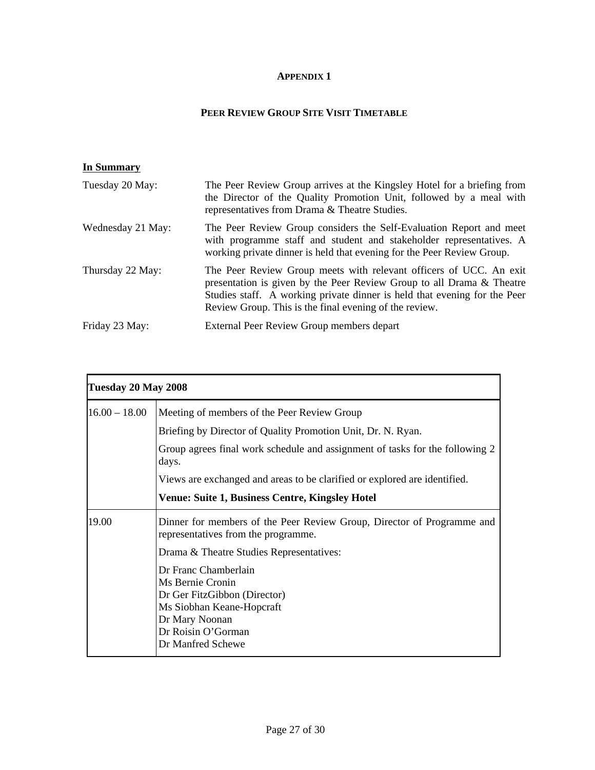# APPENDIX 1

## PEER REVIEW GROUP SITE VISIT TIMETABLE

**In Summary**

| | |
|---|---|
| Tuesday 20 May: | The Peer Review Group arrives at the Kingsley Hotel for a briefing from the Director of the Quality Promotion Unit, followed by a meal with representatives from Drama & Theatre Studies. |
| Wednesday 21 May: | The Peer Review Group considers the Self-Evaluation Report and meet with programme staff and student and stakeholder representatives. A working private dinner is held that evening for the Peer Review Group. |
| Thursday 22 May: | The Peer Review Group meets with relevant officers of UCC. An exit presentation is given by the Peer Review Group to all Drama & Theatre Studies staff. A working private dinner is held that evening for the Peer Review Group. This is the final evening of the review. |
| Friday 23 May: | External Peer Review Group members depart |

| **Tuesday 20 May 2008** | |
|---|---|
| 16.00 – 18.00 | Meeting of members of the Peer Review Group<br><br>Briefing by Director of Quality Promotion Unit, Dr. N. Ryan.<br><br>Group agrees final work schedule and assignment of tasks for the following 2 days.<br><br>Views are exchanged and areas to be clarified or explored are identified.<br><br>**Venue: Suite 1, Business Centre, Kingsley Hotel** |
| 19.00 | Dinner for members of the Peer Review Group, Director of Programme and representatives from the programme.<br><br>Drama & Theatre Studies Representatives:<br><br>Dr Franc Chamberlain<br>Ms Bernie Cronin<br>Dr Ger FitzGibbon (Director)<br>Ms Siobhan Keane-Hopcraft<br>Dr Mary Noonan<br>Dr Roisin O'Gorman<br>Dr Manfred Schewe |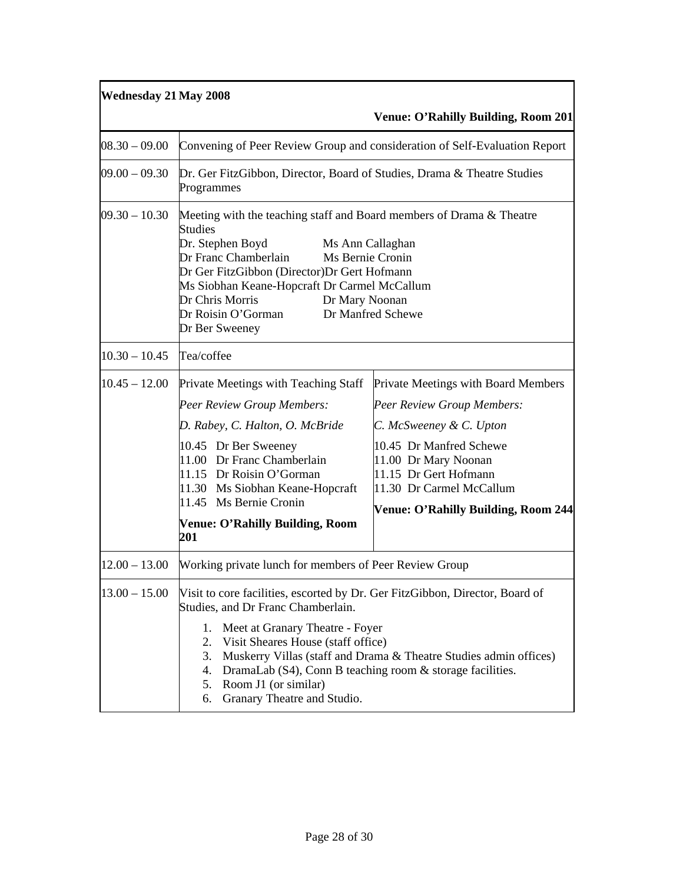| **Wednesday 21 May 2008** | | |
|---|---|---|
| | | **Venue: O'Rahilly Building, Room 201** |
| 08.30 – 09.00 | Convening of Peer Review Group and consideration of Self-Evaluation Report | |
| 09.00 – 09.30 | Dr. Ger FitzGibbon, Director, Board of Studies, Drama & Theatre Studies Programmes | |
| 09.30 – 10.30 | Meeting with the teaching staff and Board members of Drama & Theatre Studies<br>Dr. Stephen Boyd    Ms Ann Callaghan<br>Dr Franc Chamberlain    Ms Bernie Cronin<br>Dr Ger FitzGibbon (Director)    Dr Gert Hofmann<br>Ms Siobhan Keane-Hopcraft    Dr Carmel McCallum<br>Dr Chris Morris    Dr Mary Noonan<br>Dr Roisin O'Gorman    Dr Manfred Schewe<br>Dr Ber Sweeney | |
| 10.30 – 10.45 | Tea/coffee | |
| 10.45 – 12.00 | Private Meetings with Teaching Staff<br>*Peer Review Group Members:*<br>*D. Rabey, C. Halton, O. McBride*<br>10.45 Dr Ber Sweeney<br>11.00 Dr Franc Chamberlain<br>11.15 Dr Roisin O'Gorman<br>11.30 Ms Siobhan Keane-Hopcraft<br>11.45 Ms Bernie Cronin<br>**Venue: O'Rahilly Building, Room 201** | Private Meetings with Board Members<br>*Peer Review Group Members:*<br>*C. McSweeney & C. Upton*<br>10.45 Dr Manfred Schewe<br>11.00 Dr Mary Noonan<br>11.15 Dr Gert Hofmann<br>11.30 Dr Carmel McCallum<br>**Venue: O'Rahilly Building, Room 244** |
| 12.00 – 13.00 | Working private lunch for members of Peer Review Group | |
| 13.00 – 15.00 | Visit to core facilities, escorted by Dr. Ger FitzGibbon, Director, Board of Studies, and Dr Franc Chamberlain.<br>1. Meet at Granary Theatre - Foyer<br>2. Visit Sheares House (staff office)<br>3. Muskerry Villas (staff and Drama & Theatre Studies admin offices)<br>4. DramaLab (S4), Conn B teaching room & storage facilities.<br>5. Room J1 (or similar)<br>6. Granary Theatre and Studio. | |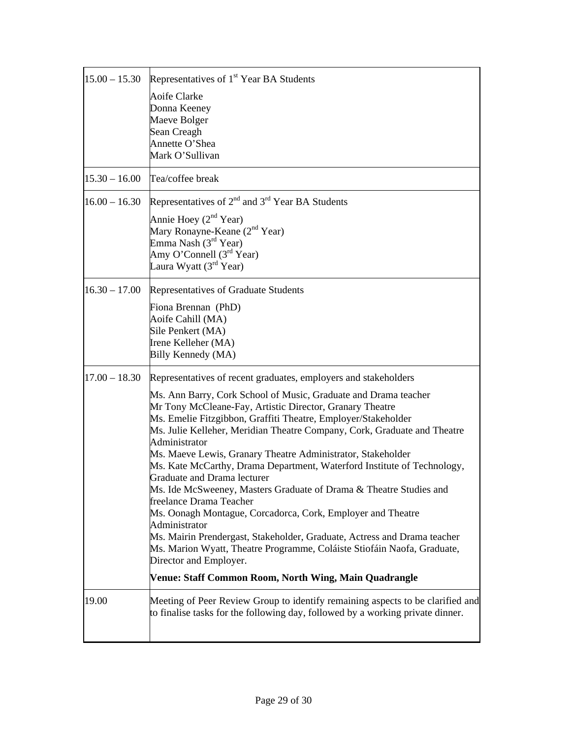| | |
|---|---|
| 15.00 – 15.30 | Representatives of 1st Year BA Students<br><br>Aoife Clarke<br>Donna Keeney<br>Maeve Bolger<br>Sean Creagh<br>Annette O'Shea<br>Mark O'Sullivan |
| 15.30 – 16.00 | Tea/coffee break |
| 16.00 – 16.30 | Representatives of 2nd and 3rd Year BA Students<br><br>Annie Hoey (2nd Year)<br>Mary Ronayne-Keane (2nd Year)<br>Emma Nash (3rd Year)<br>Amy O'Connell (3rd Year)<br>Laura Wyatt (3rd Year) |
| 16.30 – 17.00 | Representatives of Graduate Students<br><br>Fiona Brennan (PhD)<br>Aoife Cahill (MA)<br>Sile Penkert (MA)<br>Irene Kelleher (MA)<br>Billy Kennedy (MA) |
| 17.00 – 18.30 | Representatives of recent graduates, employers and stakeholders<br><br>Ms. Ann Barry, Cork School of Music, Graduate and Drama teacher<br>Mr Tony McCleane-Fay, Artistic Director, Granary Theatre<br>Ms. Emelie Fitzgibbon, Graffiti Theatre, Employer/Stakeholder<br>Ms. Julie Kelleher, Meridian Theatre Company, Cork, Graduate and Theatre Administrator<br>Ms. Maeve Lewis, Granary Theatre Administrator, Stakeholder<br>Ms. Kate McCarthy, Drama Department, Waterford Institute of Technology, Graduate and Drama lecturer<br>Ms. Ide McSweeney, Masters Graduate of Drama & Theatre Studies and freelance Drama Teacher<br>Ms. Oonagh Montague, Corcadorca, Cork, Employer and Theatre Administrator<br>Ms. Mairin Prendergast, Stakeholder, Graduate, Actress and Drama teacher<br>Ms. Marion Wyatt, Theatre Programme, Coláiste Stiofáin Naofa, Graduate, Director and Employer.<br><br>**Venue: Staff Common Room, North Wing, Main Quadrangle** |
| 19.00 | Meeting of Peer Review Group to identify remaining aspects to be clarified and to finalise tasks for the following day, followed by a working private dinner. |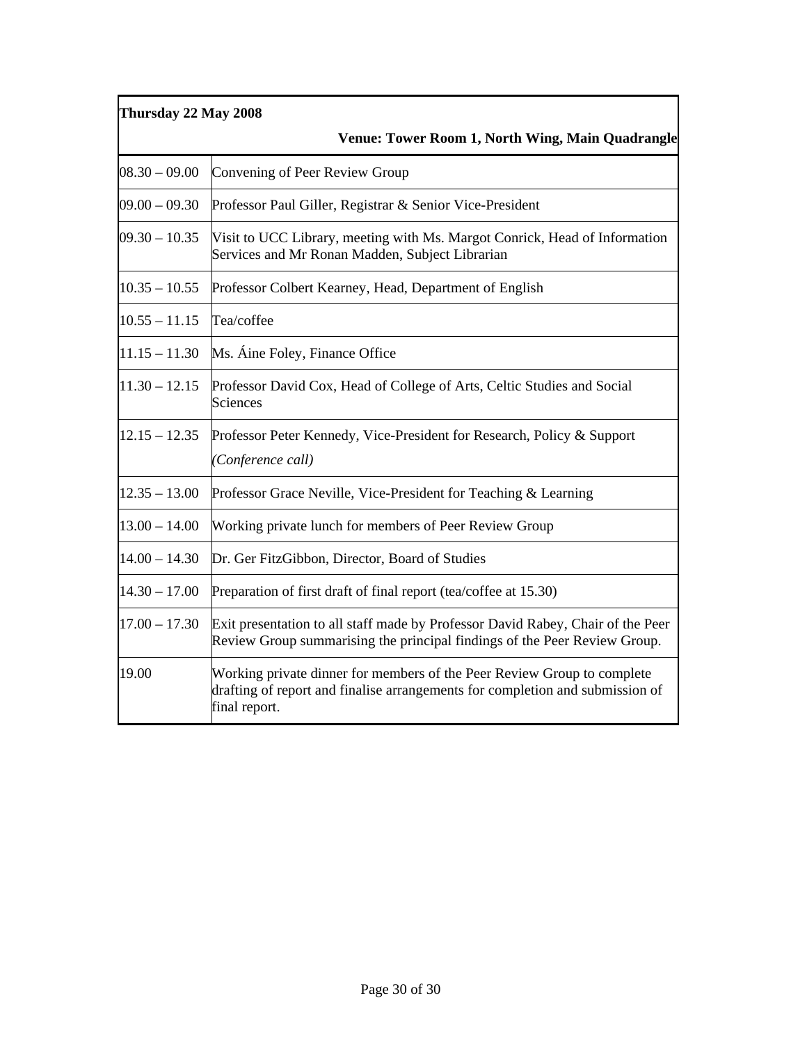| Thursday 22 May 2008<br>Venue: Tower Room 1, North Wing, Main Quadrangle | |
|---|---|
| 08.30 – 09.00 | Convening of Peer Review Group |
| 09.00 – 09.30 | Professor Paul Giller, Registrar & Senior Vice-President |
| 09.30 – 10.35 | Visit to UCC Library, meeting with Ms. Margot Conrick, Head of Information Services and Mr Ronan Madden, Subject Librarian |
| 10.35 – 10.55 | Professor Colbert Kearney, Head, Department of English |
| 10.55 – 11.15 | Tea/coffee |
| 11.15 – 11.30 | Ms. Áine Foley, Finance Office |
| 11.30 – 12.15 | Professor David Cox, Head of College of Arts, Celtic Studies and Social Sciences |
| 12.15 – 12.35 | Professor Peter Kennedy, Vice-President for Research, Policy & Support<br>*(Conference call)* |
| 12.35 – 13.00 | Professor Grace Neville, Vice-President for Teaching & Learning |
| 13.00 – 14.00 | Working private lunch for members of Peer Review Group |
| 14.00 – 14.30 | Dr. Ger FitzGibbon, Director, Board of Studies |
| 14.30 – 17.00 | Preparation of first draft of final report (tea/coffee at 15.30) |
| 17.00 – 17.30 | Exit presentation to all staff made by Professor David Rabey, Chair of the Peer Review Group summarising the principal findings of the Peer Review Group. |
| 19.00 | Working private dinner for members of the Peer Review Group to complete drafting of report and finalise arrangements for completion and submission of final report. |